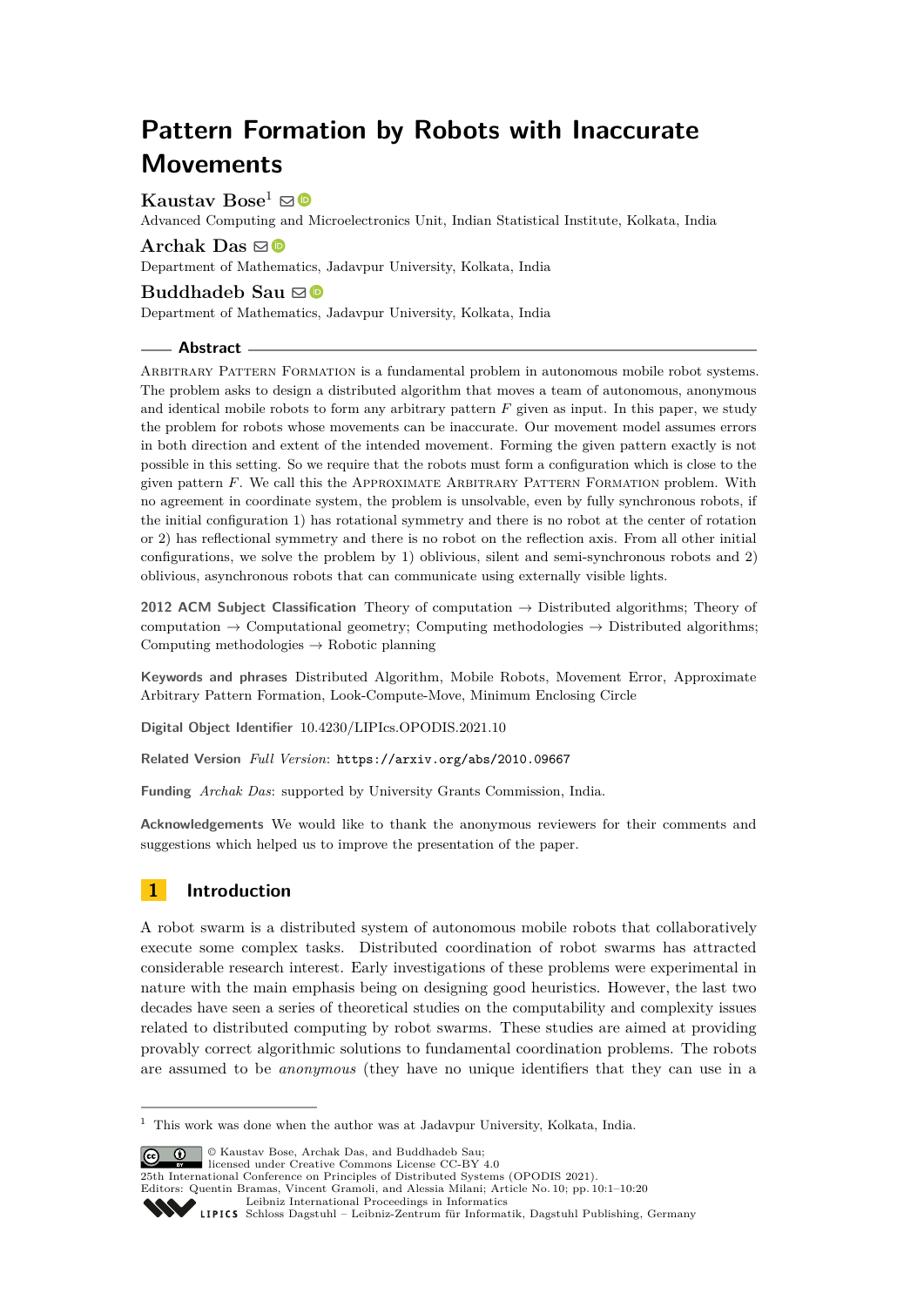# Pattern Formation by Robots with Inaccurate Movements

**Kaustav Bose**[1]
Advanced Computing and Microelectronics Unit, Indian Statistical Institute, Kolkata, India

**Archak Das**
Department of Mathematics, Jadavpur University, Kolkata, India

**Buddhadeb Sau**
Department of Mathematics, Jadavpur University, Kolkata, India

## Abstract

Arbitrary Pattern Formation is a fundamental problem in autonomous mobile robot systems. The problem asks to design a distributed algorithm that moves a team of autonomous, anonymous and identical mobile robots to form any arbitrary pattern $F$ given as input. In this paper, we study the problem for robots whose movements can be inaccurate. Our movement model assumes errors in both direction and extent of the intended movement. Forming the given pattern exactly is not possible in this setting. So we require that the robots must form a configuration which is close to the given pattern $F$. We call this the Approximate Arbitrary Pattern Formation problem. With no agreement in coordinate system, the problem is unsolvable, even by fully synchronous robots, if the initial configuration 1) has rotational symmetry and there is no robot at the center of rotation or 2) has reflectional symmetry and there is no robot on the reflection axis. From all other initial configurations, we solve the problem by 1) oblivious, silent and semi-synchronous robots and 2) oblivious, asynchronous robots that can communicate using externally visible lights.

**2012 ACM Subject Classification** Theory of computation → Distributed algorithms; Theory of computation → Computational geometry; Computing methodologies → Distributed algorithms; Computing methodologies → Robotic planning

**Keywords and phrases** Distributed Algorithm, Mobile Robots, Movement Error, Approximate Arbitrary Pattern Formation, Look-Compute-Move, Minimum Enclosing Circle

**Digital Object Identifier** 10.4230/LIPIcs.OPODIS.2021.10

**Related Version** *Full Version*: https://arxiv.org/abs/2010.09667

**Funding** *Archak Das*: supported by University Grants Commission, India.

**Acknowledgements** We would like to thank the anonymous reviewers for their comments and suggestions which helped us to improve the presentation of the paper.

## 1 Introduction

A robot swarm is a distributed system of autonomous mobile robots that collaboratively execute some complex tasks. Distributed coordination of robot swarms has attracted considerable research interest. Early investigations of these problems were experimental in nature with the main emphasis being on designing good heuristics. However, the last two decades have seen a series of theoretical studies on the computability and complexity issues related to distributed computing by robot swarms. These studies are aimed at providing provably correct algorithmic solutions to fundamental coordination problems. The robots are assumed to be *anonymous* (they have no unique identifiers that they can use in a

[1] This work was done when the author was at Jadavpur University, Kolkata, India.

© Kaustav Bose, Archak Das, and Buddhadeb Sau;
licensed under Creative Commons License CC-BY 4.0
25th International Conference on Principles of Distributed Systems (OPODIS 2021).
Editors: Quentin Bramas, Vincent Gramoli, and Alessia Milani; Article No. 10; pp. 10:1–10:20
Leibniz International Proceedings in Informatics
Schloss Dagstuhl – Leibniz-Zentrum für Informatik, Dagstuhl Publishing, Germany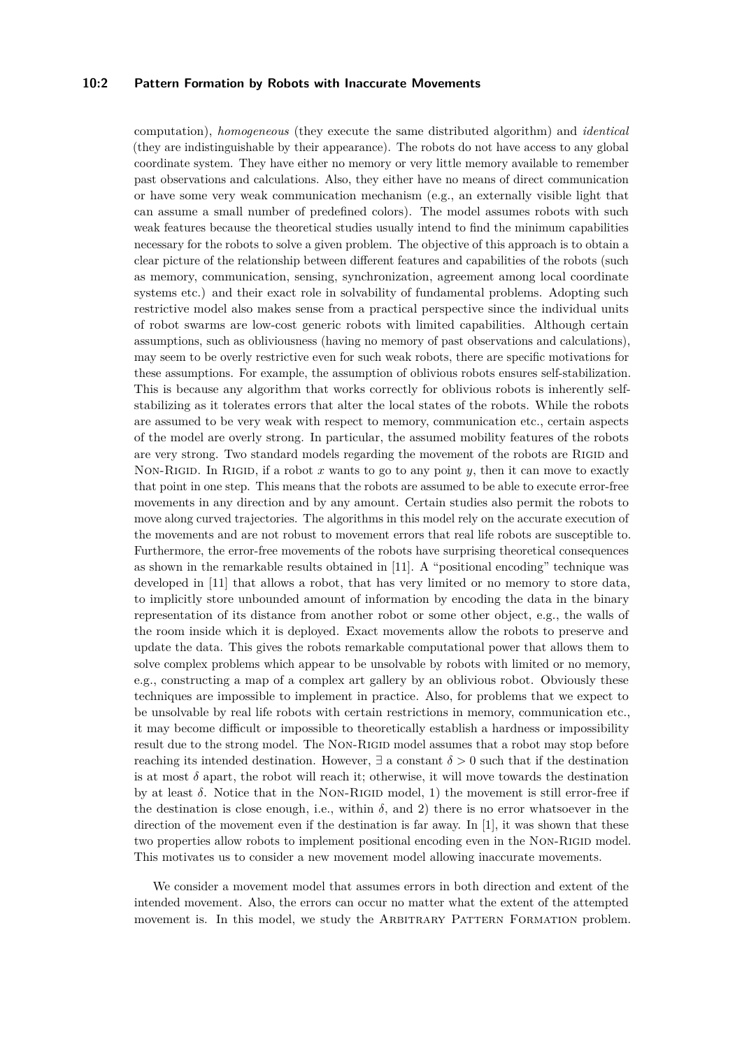computation), *homogeneous* (they execute the same distributed algorithm) and *identical* (they are indistinguishable by their appearance). The robots do not have access to any global coordinate system. They have either no memory or very little memory available to remember past observations and calculations. Also, they either have no means of direct communication or have some very weak communication mechanism (e.g., an externally visible light that can assume a small number of predefined colors). The model assumes robots with such weak features because the theoretical studies usually intend to find the minimum capabilities necessary for the robots to solve a given problem. The objective of this approach is to obtain a clear picture of the relationship between different features and capabilities of the robots (such as memory, communication, sensing, synchronization, agreement among local coordinate systems etc.) and their exact role in solvability of fundamental problems. Adopting such restrictive model also makes sense from a practical perspective since the individual units of robot swarms are low-cost generic robots with limited capabilities. Although certain assumptions, such as obliviousness (having no memory of past observations and calculations), may seem to be overly restrictive even for such weak robots, there are specific motivations for these assumptions. For example, the assumption of oblivious robots ensures self-stabilization. This is because any algorithm that works correctly for oblivious robots is inherently self-stabilizing as it tolerates errors that alter the local states of the robots. While the robots are assumed to be very weak with respect to memory, communication etc., certain aspects of the model are overly strong. In particular, the assumed mobility features of the robots are very strong. Two standard models regarding the movement of the robots are RIGID and NON-RIGID. In RIGID, if a robot $x$ wants to go to any point $y$, then it can move to exactly that point in one step. This means that the robots are assumed to be able to execute error-free movements in any direction and by any amount. Certain studies also permit the robots to move along curved trajectories. The algorithms in this model rely on the accurate execution of the movements and are not robust to movement errors that real life robots are susceptible to. Furthermore, the error-free movements of the robots have surprising theoretical consequences as shown in the remarkable results obtained in [11]. A "positional encoding" technique was developed in [11] that allows a robot, that has very limited or no memory to store data, to implicitly store unbounded amount of information by encoding the data in the binary representation of its distance from another robot or some other object, e.g., the walls of the room inside which it is deployed. Exact movements allow the robots to preserve and update the data. This gives the robots remarkable computational power that allows them to solve complex problems which appear to be unsolvable by robots with limited or no memory, e.g., constructing a map of a complex art gallery by an oblivious robot. Obviously these techniques are impossible to implement in practice. Also, for problems that we expect to be unsolvable by real life robots with certain restrictions in memory, communication etc., it may become difficult or impossible to theoretically establish a hardness or impossibility result due to the strong model. The NON-RIGID model assumes that a robot may stop before reaching its intended destination. However, $\exists$ a constant $\delta > 0$ such that if the destination is at most $\delta$ apart, the robot will reach it; otherwise, it will move towards the destination by at least $\delta$. Notice that in the NON-RIGID model, 1) the movement is still error-free if the destination is close enough, i.e., within $\delta$, and 2) there is no error whatsoever in the direction of the movement even if the destination is far away. In [1], it was shown that these two properties allow robots to implement positional encoding even in the NON-RIGID model. This motivates us to consider a new movement model allowing inaccurate movements.

We consider a movement model that assumes errors in both direction and extent of the intended movement. Also, the errors can occur no matter what the extent of the attempted movement is. In this model, we study the ARBITRARY PATTERN FORMATION problem.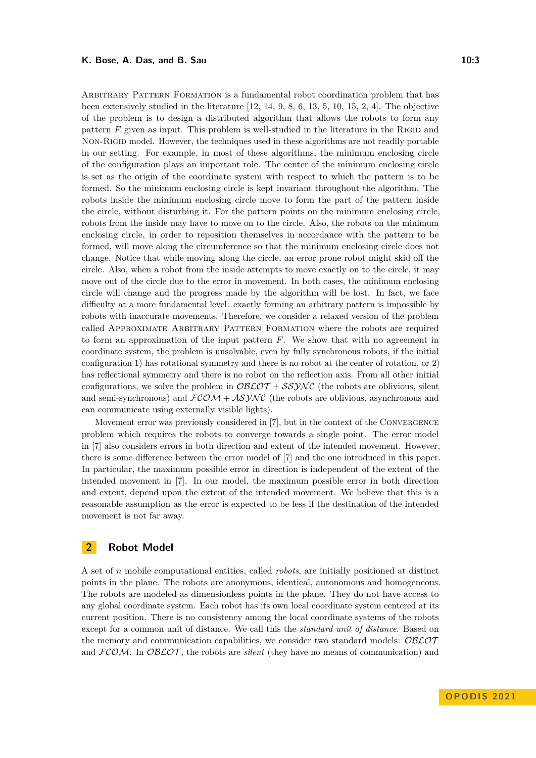Arbitrary Pattern Formation is a fundamental robot coordination problem that has been extensively studied in the literature [12, 14, 9, 8, 6, 13, 5, 10, 15, 2, 4]. The objective of the problem is to design a distributed algorithm that allows the robots to form any pattern $F$ given as input. This problem is well-studied in the literature in the Rigid and Non-Rigid model. However, the techniques used in these algorithms are not readily portable in our setting. For example, in most of these algorithms, the minimum enclosing circle of the configuration plays an important role. The center of the minimum enclosing circle is set as the origin of the coordinate system with respect to which the pattern is to be formed. So the minimum enclosing circle is kept invariant throughout the algorithm. The robots inside the minimum enclosing circle move to form the part of the pattern inside the circle, without disturbing it. For the pattern points on the minimum enclosing circle, robots from the inside may have to move on to the circle. Also, the robots on the minimum enclosing circle, in order to reposition themselves in accordance with the pattern to be formed, will move along the circumference so that the minimum enclosing circle does not change. Notice that while moving along the circle, an error prone robot might skid off the circle. Also, when a robot from the inside attempts to move exactly on to the circle, it may move out of the circle due to the error in movement. In both cases, the minimum enclosing circle will change and the progress made by the algorithm will be lost. In fact, we face difficulty at a more fundamental level: exactly forming an arbitrary pattern is impossible by robots with inaccurate movements. Therefore, we consider a relaxed version of the problem called Approximate Arbitrary Pattern Formation where the robots are required to form an approximation of the input pattern $F$. We show that with no agreement in coordinate system, the problem is unsolvable, even by fully synchronous robots, if the initial configuration 1) has rotational symmetry and there is no robot at the center of rotation, or 2) has reflectional symmetry and there is no robot on the reflection axis. From all other initial configurations, we solve the problem in $\mathcal{OBLOT} + \mathcal{SSYNC}$ (the robots are oblivious, silent and semi-synchronous) and $\mathcal{FCOM} + \mathcal{ASYNC}$ (the robots are oblivious, asynchronous and can communicate using externally visible lights).

Movement error was previously considered in [7], but in the context of the Convergence problem which requires the robots to converge towards a single point. The error model in [7] also considers errors in both direction and extent of the intended movement. However, there is some difference between the error model of [7] and the one introduced in this paper. In particular, the maximum possible error in direction is independent of the extent of the intended movement in [7]. In our model, the maximum possible error in both direction and extent, depend upon the extent of the intended movement. We believe that this is a reasonable assumption as the error is expected to be less if the destination of the intended movement is not far away.

## 2 Robot Model

A set of $n$ mobile computational entities, called *robots*, are initially positioned at distinct points in the plane. The robots are anonymous, identical, autonomous and homogeneous. The robots are modeled as dimensionless points in the plane. They do not have access to any global coordinate system. Each robot has its own local coordinate system centered at its current position. There is no consistency among the local coordinate systems of the robots except for a common unit of distance. We call this the *standard unit of distance*. Based on the memory and communication capabilities, we consider two standard models: $\mathcal{OBLOT}$ and $\mathcal{FCOM}$. In $\mathcal{OBLOT}$, the robots are *silent* (they have no means of communication) and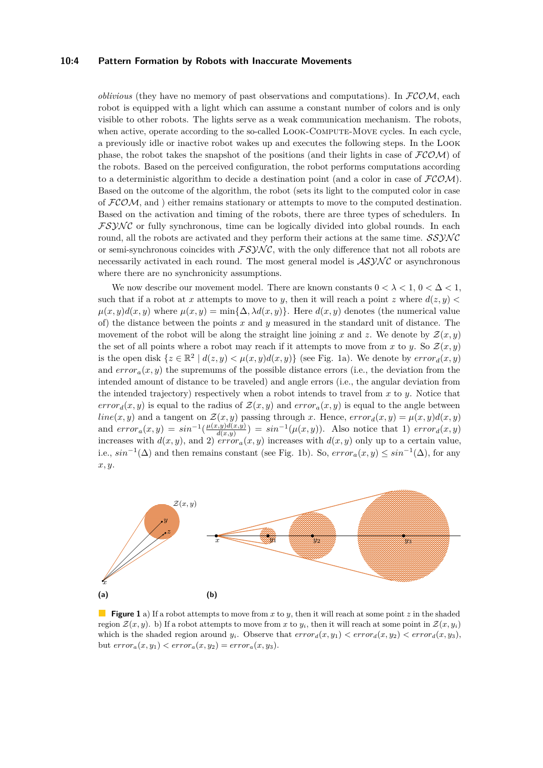*oblivious* (they have no memory of past observations and computations). In $\mathcal{FCOM}$, each robot is equipped with a light which can assume a constant number of colors and is only visible to other robots. The lights serve as a weak communication mechanism. The robots, when active, operate according to the so-called LOOK-COMPUTE-MOVE cycles. In each cycle, a previously idle or inactive robot wakes up and executes the following steps. In the LOOK phase, the robot takes the snapshot of the positions (and their lights in case of $\mathcal{FCOM}$) of the robots. Based on the perceived configuration, the robot performs computations according to a deterministic algorithm to decide a destination point (and a color in case of $\mathcal{FCOM}$). Based on the outcome of the algorithm, the robot (sets its light to the computed color in case of $\mathcal{FCOM}$, and ) either remains stationary or attempts to move to the computed destination. Based on the activation and timing of the robots, there are three types of schedulers. In $\mathcal{FSYNC}$ or fully synchronous, time can be logically divided into global rounds. In each round, all the robots are activated and they perform their actions at the same time. $\mathcal{SSYNC}$ or semi-synchronous coincides with $\mathcal{FSYNC}$, with the only difference that not all robots are necessarily activated in each round. The most general model is $\mathcal{ASYNC}$ or asynchronous where there are no synchronicity assumptions.

We now describe our movement model. There are known constants $0 < \lambda < 1$, $0 < \Delta < 1$, such that if a robot at $x$ attempts to move to $y$, then it will reach a point $z$ where $d(z, y) < \mu(x, y)d(x, y)$ where $\mu(x, y) = \min\{\Delta, \lambda d(x, y)\}$. Here $d(x, y)$ denotes (the numerical value of) the distance between the points $x$ and $y$ measured in the standard unit of distance. The movement of the robot will be along the straight line joining $x$ and $z$. We denote by $\mathcal{Z}(x, y)$ the set of all points where a robot may reach if it attempts to move from $x$ to $y$. So $\mathcal{Z}(x, y)$ is the open disk $\{z \in \mathbb{R}^2 \mid d(z, y) < \mu(x, y)d(x, y)\}$ (see Fig. 1a). We denote by $error_d(x, y)$ and $error_a(x, y)$ the supremums of the possible distance errors (i.e., the deviation from the intended amount of distance to be traveled) and angle errors (i.e., the angular deviation from the intended trajectory) respectively when a robot intends to travel from $x$ to $y$. Notice that $error_d(x, y)$ is equal to the radius of $\mathcal{Z}(x, y)$ and $error_a(x, y)$ is equal to the angle between $line(x, y)$ and a tangent on $\mathcal{Z}(x, y)$ passing through $x$. Hence, $error_d(x, y) = \mu(x, y)d(x, y)$ and $error_a(x, y) = sin^{-1}(\frac{\mu(x,y)d(x,y)}{d(x,y)}) = sin^{-1}(\mu(x, y))$. Also notice that 1) $error_d(x, y)$ increases with $d(x, y)$, and 2) $error_a(x, y)$ increases with $d(x, y)$ only up to a certain value, i.e., $sin^{-1}(\Delta)$ and then remains constant (see Fig. 1b). So, $error_a(x, y) \leq sin^{-1}(\Delta)$, for any $x, y$.

**Figure 1** a) If a robot attempts to move from $x$ to $y$, then it will reach at some point $z$ in the shaded region $\mathcal{Z}(x, y)$. b) If a robot attempts to move from $x$ to $y_i$, then it will reach at some point in $\mathcal{Z}(x, y_i)$ which is the shaded region around $y_i$. Observe that $error_d(x, y_1) < error_d(x, y_2) < error_d(x, y_3)$, but $error_a(x, y_1) < error_a(x, y_2) = error_a(x, y_3)$.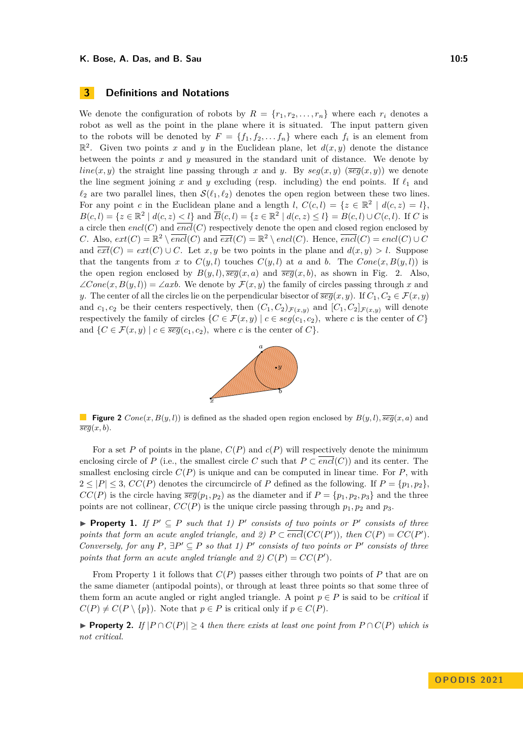## 3 Definitions and Notations

We denote the configuration of robots by $R = \{r_1, r_2, \ldots, r_n\}$ where each $r_i$ denotes a robot as well as the point in the plane where it is situated. The input pattern given to the robots will be denoted by $F = \{f_1, f_2, \ldots f_n\}$ where each $f_i$ is an element from $\mathbb{R}^2$. Given two points $x$ and $y$ in the Euclidean plane, let $d(x, y)$ denote the distance between the points $x$ and $y$ measured in the standard unit of distance. We denote by $line(x, y)$ the straight line passing through $x$ and $y$. By $seg(x, y)$ ($\overline{seg}(x, y)$) we denote the line segment joining $x$ and $y$ excluding (resp. including) the end points. If $\ell_1$ and $\ell_2$ are two parallel lines, then $\mathcal{S}(\ell_1, \ell_2)$ denotes the open region between these two lines. For any point $c$ in the Euclidean plane and a length $l$, $C(c, l) = \{z \in \mathbb{R}^2 \mid d(c, z) = l\}$, $B(c, l) = \{z \in \mathbb{R}^2 \mid d(c, z) < l\}$ and $\overline{B}(c, l) = \{z \in \mathbb{R}^2 \mid d(c, z) \leq l\} = B(c, l) \cup C(c, l)$. If $C$ is a circle then $encl(C)$ and $\overline{encl}(C)$ respectively denote the open and closed region enclosed by $C$. Also, $ext(C) = \mathbb{R}^2 \setminus \overline{encl}(C)$ and $\overline{ext}(C) = \mathbb{R}^2 \setminus encl(C)$. Hence, $\overline{encl}(C) = encl(C) \cup C$ and $\overline{ext}(C) = ext(C) \cup C$. Let $x, y$ be two points in the plane and $d(x, y) > l$. Suppose that the tangents from $x$ to $C(y, l)$ touches $C(y, l)$ at $a$ and $b$. The $Cone(x, B(y, l))$ is the open region enclosed by $B(y, l), \overline{seg}(x, a)$ and $\overline{seg}(x, b)$, as shown in Fig. 2. Also, $\angle Cone(x, B(y, l)) = \angle axb$. We denote by $\mathcal{F}(x, y)$ the family of circles passing through $x$ and $y$. The center of all the circles lie on the perpendicular bisector of $\overline{seg}(x, y)$. If $C_1, C_2 \in \mathcal{F}(x, y)$ and $c_1, c_2$ be their centers respectively, then $(C_1, C_2)_{\mathcal{F}(x,y)}$ and $[C_1, C_2]_{\mathcal{F}(x,y)}$ will denote respectively the family of circles $\{C \in \mathcal{F}(x, y) \mid c \in seg(c_1, c_2)$, where $c$ is the center of $C\}$ and $\{C \in \mathcal{F}(x, y) \mid c \in \overline{seg}(c_1, c_2)$, where $c$ is the center of $C\}$.

**Figure 2** $Cone(x, B(y, l))$ is defined as the shaded open region enclosed by $B(y, l), \overline{seg}(x, a)$ and $\overline{seg}(x, b)$.

For a set $P$ of points in the plane, $C(P)$ and $c(P)$ will respectively denote the minimum enclosing circle of $P$ (i.e., the smallest circle $C$ such that $P \subset \overline{encl}(C)$) and its center. The smallest enclosing circle $C(P)$ is unique and can be computed in linear time. For $P$, with $2 \leq |P| \leq 3$, $CC(P)$ denotes the circumcircle of $P$ defined as the following. If $P = \{p_1, p_2\}$, $CC(P)$ is the circle having $\overline{seg}(p_1, p_2)$ as the diameter and if $P = \{p_1, p_2, p_3\}$ and the three points are not collinear, $CC(P)$ is the unique circle passing through $p_1, p_2$ and $p_3$.

▶ **Property 1.** *If $P' \subseteq P$ such that 1) $P'$ consists of two points or $P'$ consists of three points that form an acute angled triangle, and 2) $P \subset \overline{encl}(CC(P'))$, then $C(P) = CC(P')$. Conversely, for any $P$, $\exists P' \subseteq P$ so that 1) $P'$ consists of two points or $P'$ consists of three points that form an acute angled triangle and 2) $C(P) = CC(P')$.*

From Property 1 it follows that $C(P)$ passes either through two points of $P$ that are on the same diameter (antipodal points), or through at least three points so that some three of them form an acute angled or right angled triangle. A point $p \in P$ is said to be *critical* if $C(P) \neq C(P \setminus \{p\})$. Note that $p \in P$ is critical only if $p \in C(P)$.

▶ **Property 2.** *If $|P \cap C(P)| \geq 4$ then there exists at least one point from $P \cap C(P)$ which is not critical.*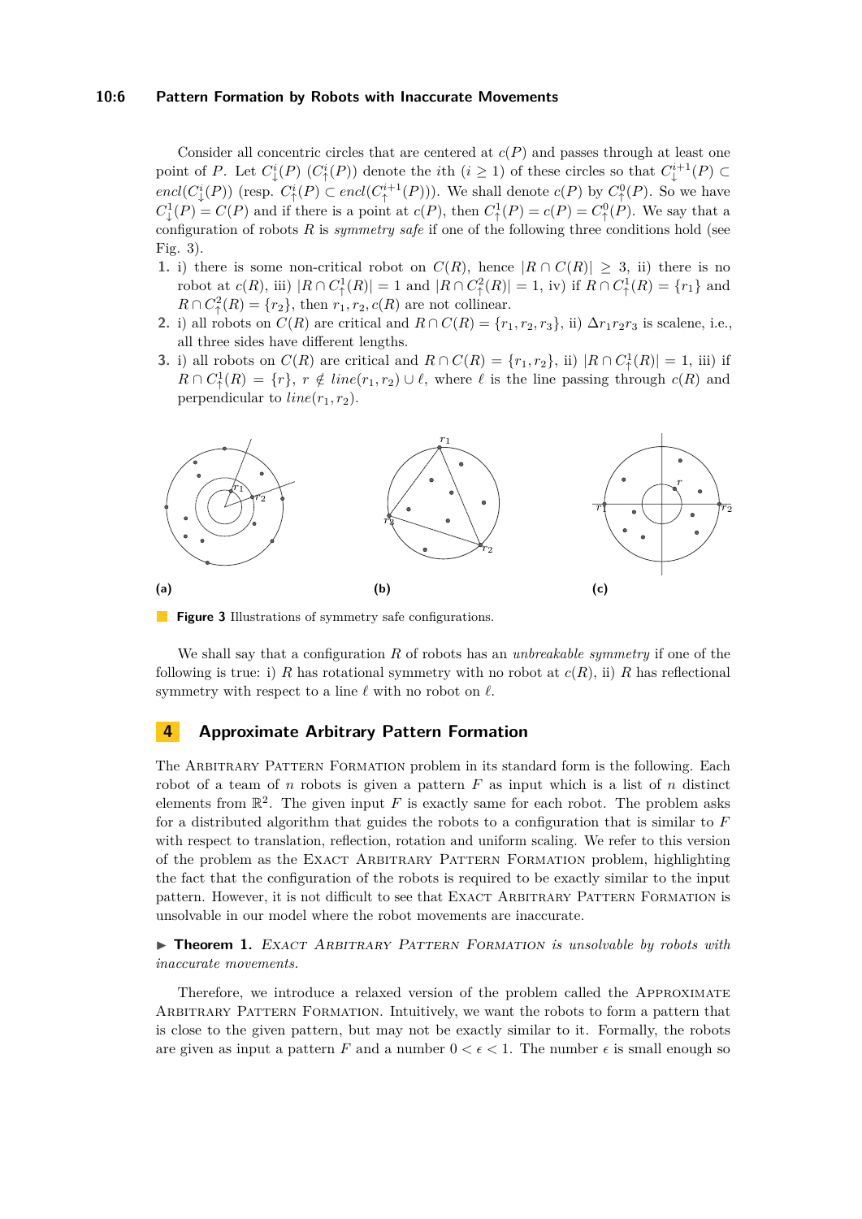Consider all concentric circles that are centered at $c(P)$ and passes through at least one point of $P$. Let $C^i_\downarrow(P)$ ($C^i_\uparrow(P)$) denote the $i$th ($i \geq 1$) of these circles so that $C^{i+1}_\downarrow(P) \subset encl(C^i_\downarrow(P))$ (resp. $C^i_\uparrow(P) \subset encl(C^{i+1}_\uparrow(P))$). We shall denote $c(P)$ by $C^0_\uparrow(P)$. So we have $C^1_\downarrow(P) = C(P)$ and if there is a point at $c(P)$, then $C^1_\uparrow(P) = c(P) = C^0_\uparrow(P)$. We say that a configuration of robots $R$ is *symmetry safe* if one of the following three conditions hold (see Fig. 3).

1. i) there is some non-critical robot on $C(R)$, hence $|R \cap C(R)| \geq 3$, ii) there is no robot at $c(R)$, iii) $|R \cap C^1_\uparrow(R)| = 1$ and $|R \cap C^2_\uparrow(R)| = 1$, iv) if $R \cap C^1_\uparrow(R) = \{r_1\}$ and $R \cap C^2_\uparrow(R) = \{r_2\}$, then $r_1, r_2, c(R)$ are not collinear.
2. i) all robots on $C(R)$ are critical and $R \cap C(R) = \{r_1, r_2, r_3\}$, ii) $\Delta r_1 r_2 r_3$ is scalene, i.e., all three sides have different lengths.
3. i) all robots on $C(R)$ are critical and $R \cap C(R) = \{r_1, r_2\}$, ii) $|R \cap C^1_\uparrow(R)| = 1$, iii) if $R \cap C^1_\uparrow(R) = \{r\}$, $r \notin line(r_1, r_2) \cup \ell$, where $\ell$ is the line passing through $c(R)$ and perpendicular to $line(r_1, r_2)$.

**(a)** **(b)** **(c)**

**Figure 3** Illustrations of symmetry safe configurations.

We shall say that a configuration $R$ of robots has an *unbreakable symmetry* if one of the following is true: i) $R$ has rotational symmetry with no robot at $c(R)$, ii) $R$ has reflectional symmetry with respect to a line $\ell$ with no robot on $\ell$.

## 4 Approximate Arbitrary Pattern Formation

The Arbitrary Pattern Formation problem in its standard form is the following. Each robot of a team of $n$ robots is given a pattern $F$ as input which is a list of $n$ distinct elements from $\mathbb{R}^2$. The given input $F$ is exactly same for each robot. The problem asks for a distributed algorithm that guides the robots to a configuration that is similar to $F$ with respect to translation, reflection, rotation and uniform scaling. We refer to this version of the problem as the Exact Arbitrary Pattern Formation problem, highlighting the fact that the configuration of the robots is required to be exactly similar to the input pattern. However, it is not difficult to see that Exact Arbitrary Pattern Formation is unsolvable in our model where the robot movements are inaccurate.

▶ **Theorem 1.** *Exact Arbitrary Pattern Formation is unsolvable by robots with inaccurate movements.*

Therefore, we introduce a relaxed version of the problem called the Approximate Arbitrary Pattern Formation. Intuitively, we want the robots to form a pattern that is close to the given pattern, but may not be exactly similar to it. Formally, the robots are given as input a pattern $F$ and a number $0 < \epsilon < 1$. The number $\epsilon$ is small enough so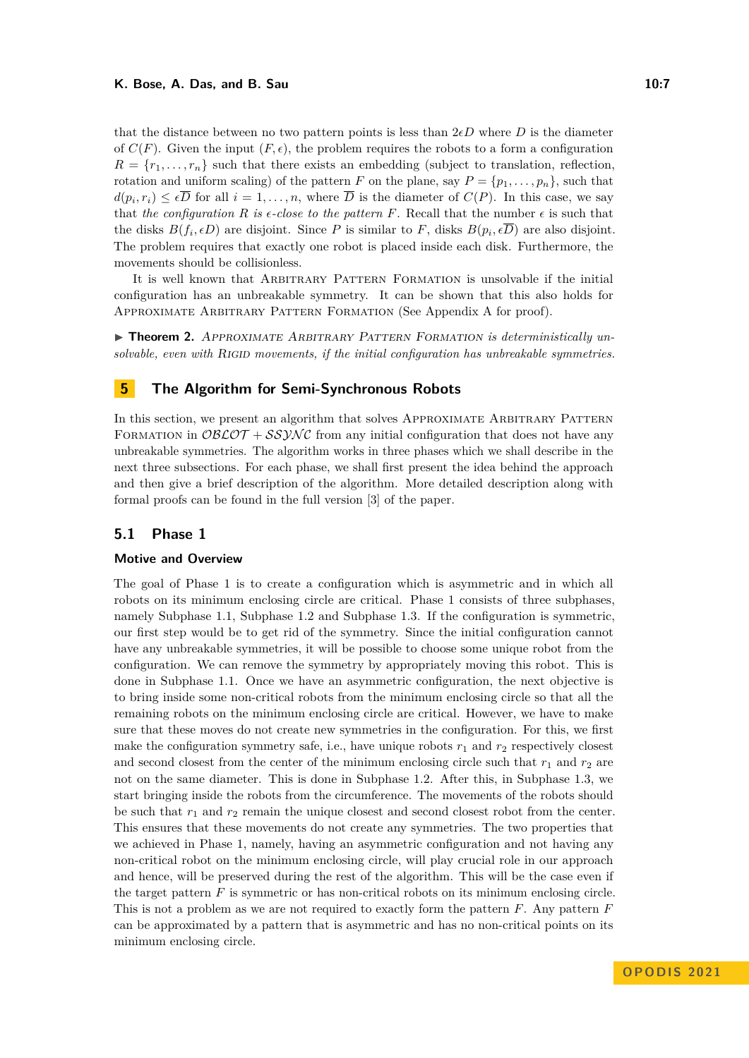that the distance between no two pattern points is less than $2\epsilon D$ where $D$ is the diameter of $C(F)$. Given the input $(F, \epsilon)$, the problem requires the robots to a form a configuration $R = \{r_1, \dots, r_n\}$ such that there exists an embedding (subject to translation, reflection, rotation and uniform scaling) of the pattern $F$ on the plane, say $P = \{p_1, \dots, p_n\}$, such that $d(p_i, r_i) \leq \epsilon \overline{D}$ for all $i = 1, \dots, n$, where $\overline{D}$ is the diameter of $C(P)$. In this case, we say that *the configuration $R$ is $\epsilon$-close to the pattern $F$*. Recall that the number $\epsilon$ is such that the disks $B(f_i, \epsilon D)$ are disjoint. Since $P$ is similar to $F$, disks $B(p_i, \epsilon\overline{D})$ are also disjoint. The problem requires that exactly one robot is placed inside each disk. Furthermore, the movements should be collisionless.

It is well known that Arbitrary Pattern Formation is unsolvable if the initial configuration has an unbreakable symmetry. It can be shown that this also holds for Approximate Arbitrary Pattern Formation (See Appendix A for proof).

▶ **Theorem 2.** *Approximate Arbitrary Pattern Formation is deterministically unsolvable, even with Rigid movements, if the initial configuration has unbreakable symmetries.*

## 5 The Algorithm for Semi-Synchronous Robots

In this section, we present an algorithm that solves Approximate Arbitrary Pattern Formation in $\mathcal{OBLOT} + \mathcal{SSYNC}$ from any initial configuration that does not have any unbreakable symmetries. The algorithm works in three phases which we shall describe in the next three subsections. For each phase, we shall first present the idea behind the approach and then give a brief description of the algorithm. More detailed description along with formal proofs can be found in the full version [3] of the paper.

### 5.1 Phase 1

#### Motive and Overview

The goal of Phase 1 is to create a configuration which is asymmetric and in which all robots on its minimum enclosing circle are critical. Phase 1 consists of three subphases, namely Subphase 1.1, Subphase 1.2 and Subphase 1.3. If the configuration is symmetric, our first step would be to get rid of the symmetry. Since the initial configuration cannot have any unbreakable symmetries, it will be possible to choose some unique robot from the configuration. We can remove the symmetry by appropriately moving this robot. This is done in Subphase 1.1. Once we have an asymmetric configuration, the next objective is to bring inside some non-critical robots from the minimum enclosing circle so that all the remaining robots on the minimum enclosing circle are critical. However, we have to make sure that these moves do not create new symmetries in the configuration. For this, we first make the configuration symmetry safe, i.e., have unique robots $r_1$ and $r_2$ respectively closest and second closest from the center of the minimum enclosing circle such that $r_1$ and $r_2$ are not on the same diameter. This is done in Subphase 1.2. After this, in Subphase 1.3, we start bringing inside the robots from the circumference. The movements of the robots should be such that $r_1$ and $r_2$ remain the unique closest and second closest robot from the center. This ensures that these movements do not create any symmetries. The two properties that we achieved in Phase 1, namely, having an asymmetric configuration and not having any non-critical robot on the minimum enclosing circle, will play crucial role in our approach and hence, will be preserved during the rest of the algorithm. This will be the case even if the target pattern $F$ is symmetric or has non-critical robots on its minimum enclosing circle. This is not a problem as we are not required to exactly form the pattern $F$. Any pattern $F$ can be approximated by a pattern that is asymmetric and has no non-critical points on its minimum enclosing circle.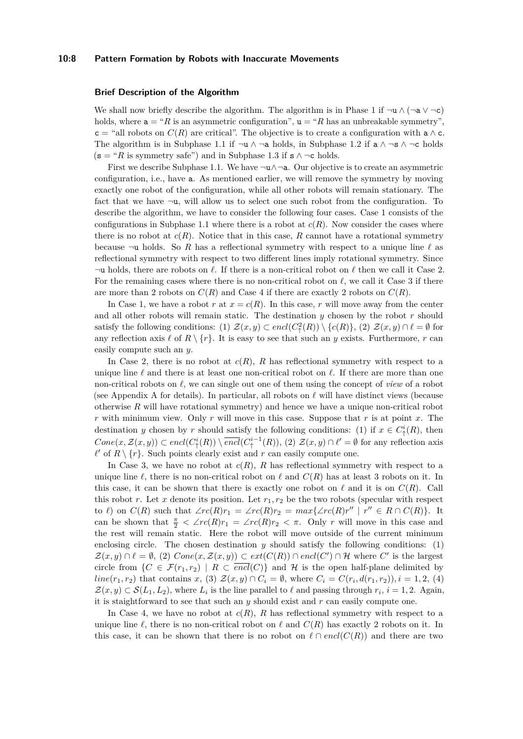### Brief Description of the Algorithm

We shall now briefly describe the algorithm. The algorithm is in Phase 1 if $\neg\mathtt{u} \wedge (\neg\mathtt{a} \vee \neg\mathtt{c})$ holds, where $\mathtt{a}$ = "$R$ is an asymmetric configuration", $\mathtt{u}$ = "$R$ has an unbreakable symmetry", $\mathtt{c}$ = "all robots on $C(R)$ are critical". The objective is to create a configuration with $\mathtt{a} \wedge \mathtt{c}$. The algorithm is in Subphase 1.1 if $\neg\mathtt{u} \wedge \neg\mathtt{a}$ holds, in Subphase 1.2 if $\mathtt{a} \wedge \neg\mathtt{s} \wedge \neg\mathtt{c}$ holds ($\mathtt{s}$ = "$R$ is symmetry safe") and in Subphase 1.3 if $\mathtt{s} \wedge \neg\mathtt{c}$ holds.

First we describe Subphase 1.1. We have $\neg\mathtt{u} \wedge \neg\mathtt{a}$. Our objective is to create an asymmetric configuration, i.e., have $\mathtt{a}$. As mentioned earlier, we will remove the symmetry by moving exactly one robot of the configuration, while all other robots will remain stationary. The fact that we have $\neg\mathtt{u}$, will allow us to select one such robot from the configuration. To describe the algorithm, we have to consider the following four cases. Case 1 consists of the configurations in Subphase 1.1 where there is a robot at $c(R)$. Now consider the cases where there is no robot at $c(R)$. Notice that in this case, $R$ cannot have a rotational symmetry because $\neg\mathtt{u}$ holds. So $R$ has a reflectional symmetry with respect to a unique line $\ell$ as reflectional symmetry with respect to two different lines imply rotational symmetry. Since $\neg\mathtt{u}$ holds, there are robots on $\ell$. If there is a non-critical robot on $\ell$ then we call it Case 2. For the remaining cases where there is no non-critical robot on $\ell$, we call it Case 3 if there are more than 2 robots on $C(R)$ and Case 4 if there are exactly 2 robots on $C(R)$.

In Case 1, we have a robot $r$ at $x = c(R)$. In this case, $r$ will move away from the center and all other robots will remain static. The destination $y$ chosen by the robot $r$ should satisfy the following conditions: (1) $\mathcal{Z}(x, y) \subset encl(C^2_{\uparrow}(R)) \setminus \{c(R)\}$, (2) $\mathcal{Z}(x, y) \cap \ell = \emptyset$ for any reflection axis $\ell$ of $R \setminus \{r\}$. It is easy to see that such an $y$ exists. Furthermore, $r$ can easily compute such an $y$.

In Case 2, there is no robot at $c(R)$, $R$ has reflectional symmetry with respect to a unique line $\ell$ and there is at least one non-critical robot on $\ell$. If there are more than one non-critical robots on $\ell$, we can single out one of them using the concept of *view* of a robot (see Appendix A for details). In particular, all robots on $\ell$ will have distinct views (because otherwise $R$ will have rotational symmetry) and hence we have a unique non-critical robot $r$ with minimum view. Only $r$ will move in this case. Suppose that $r$ is at point $x$. The destination $y$ chosen by $r$ should satisfy the following conditions: (1) if $x \in C^i_{\uparrow}(R)$, then $Cone(x, \mathcal{Z}(x, y)) \subset encl(C^i_{\uparrow}(R)) \setminus \overline{encl}(C^{i-1}_{\uparrow}(R))$, (2) $\mathcal{Z}(x, y) \cap \ell' = \emptyset$ for any reflection axis $\ell'$ of $R \setminus \{r\}$. Such points clearly exist and $r$ can easily compute one.

In Case 3, we have no robot at $c(R)$, $R$ has reflectional symmetry with respect to a unique line $\ell$, there is no non-critical robot on $\ell$ and $C(R)$ has at least 3 robots on it. In this case, it can be shown that there is exactly one robot on $\ell$ and it is on $C(R)$. Call this robot $r$. Let $x$ denote its position. Let $r_1, r_2$ be the two robots (specular with respect to $\ell$) on $C(R)$ such that $\angle rc(R)r_1 = \angle rc(R)r_2 = max\{\angle rc(R)r'' \mid r'' \in R \cap C(R)\}$. It can be shown that $\frac{\pi}{2} < \angle rc(R)r_1 = \angle rc(R)r_2 < \pi$. Only $r$ will move in this case and the rest will remain static. Here the robot will move outside of the current minimum enclosing circle. The chosen destination $y$ should satisfy the following conditions: (1) $\mathcal{Z}(x, y) \cap \ell = \emptyset$, (2) $Cone(x, \mathcal{Z}(x, y)) \subset ext(C(R)) \cap encl(C') \cap \mathcal{H}$ where $C'$ is the largest circle from $\{C \in \mathcal{F}(r_1, r_2) \mid R \subset \overline{encl}(C)\}$ and $\mathcal{H}$ is the open half-plane delimited by $line(r_1, r_2)$ that contains $x$, (3) $\mathcal{Z}(x, y) \cap C_i = \emptyset$, where $C_i = C(r_i, d(r_1, r_2)), i = 1, 2$, (4) $\mathcal{Z}(x, y) \subset \mathcal{S}(L_1, L_2)$, where $L_i$ is the line parallel to $\ell$ and passing through $r_i$, $i = 1, 2$. Again, it is staightforward to see that such an $y$ should exist and $r$ can easily compute one.

In Case 4, we have no robot at $c(R)$, $R$ has reflectional symmetry with respect to a unique line $\ell$, there is no non-critical robot on $\ell$ and $C(R)$ has exactly 2 robots on it. In this case, it can be shown that there is no robot on $\ell \cap encl(C(R))$ and there are two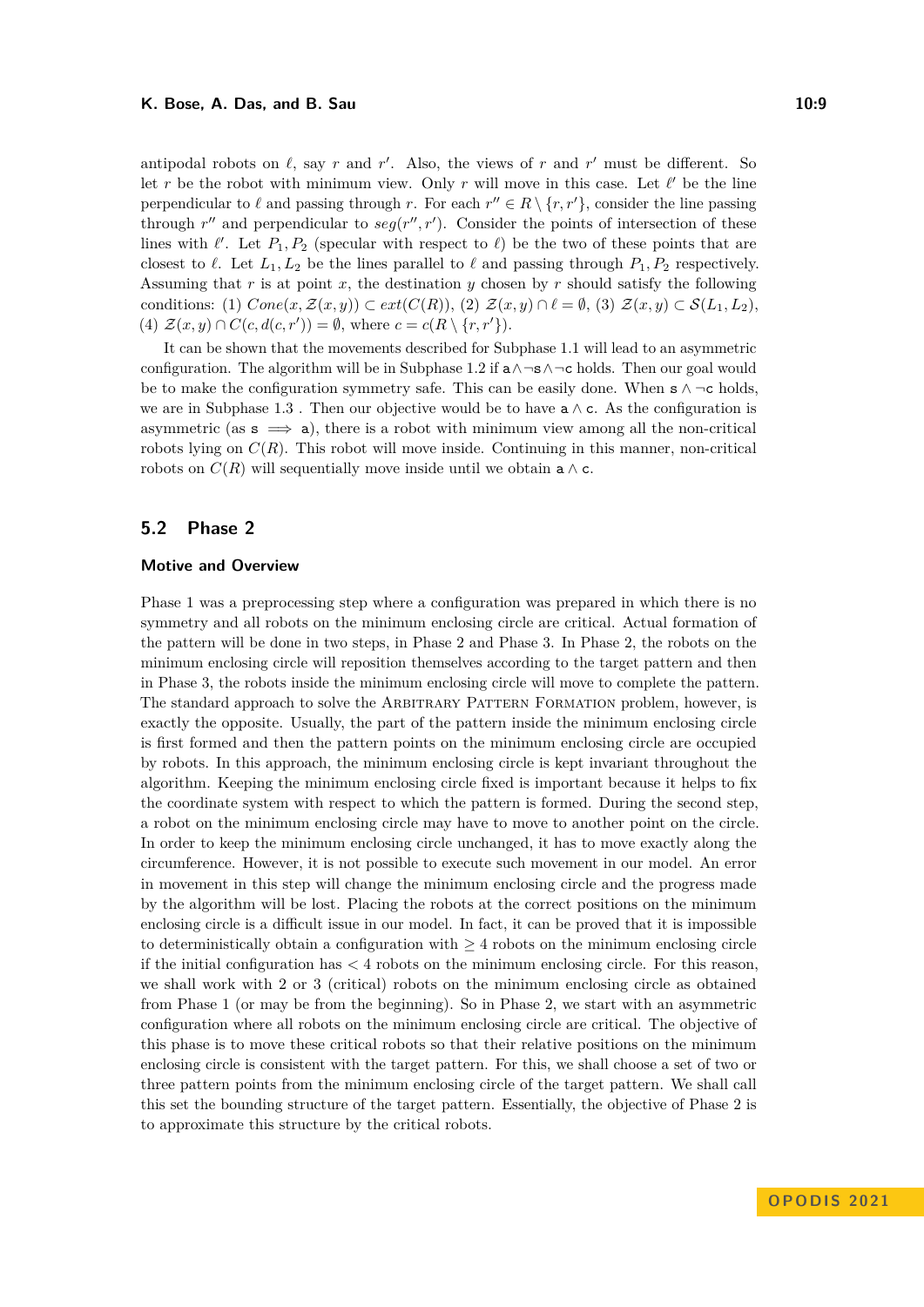antipodal robots on $\ell$, say $r$ and $r'$. Also, the views of $r$ and $r'$ must be different. So let $r$ be the robot with minimum view. Only $r$ will move in this case. Let $\ell'$ be the line perpendicular to $\ell$ and passing through $r$. For each $r'' \in R \setminus \{r, r'\}$, consider the line passing through $r''$ and perpendicular to $seg(r'', r')$. Consider the points of intersection of these lines with $\ell'$. Let $P_1, P_2$ (specular with respect to $\ell$) be the two of these points that are closest to $\ell$. Let $L_1, L_2$ be the lines parallel to $\ell$ and passing through $P_1, P_2$ respectively. Assuming that $r$ is at point $x$, the destination $y$ chosen by $r$ should satisfy the following conditions: (1) $Cone(x, \mathcal{Z}(x,y)) \subset ext(C(R))$, (2) $\mathcal{Z}(x,y) \cap \ell = \emptyset$, (3) $\mathcal{Z}(x,y) \subset \mathcal{S}(L_1, L_2)$, (4) $\mathcal{Z}(x,y) \cap C(c, d(c, r')) = \emptyset$, where $c = c(R \setminus \{r, r'\})$.

It can be shown that the movements described for Subphase 1.1 will lead to an asymmetric configuration. The algorithm will be in Subphase 1.2 if $\mathtt{a} \wedge \neg \mathtt{s} \wedge \neg \mathtt{c}$ holds. Then our goal would be to make the configuration symmetry safe. This can be easily done. When $\mathtt{s} \wedge \neg \mathtt{c}$ holds, we are in Subphase 1.3 . Then our objective would be to have $\mathtt{a} \wedge \mathtt{c}$. As the configuration is asymmetric (as $\mathtt{s} \implies \mathtt{a}$), there is a robot with minimum view among all the non-critical robots lying on $C(R)$. This robot will move inside. Continuing in this manner, non-critical robots on $C(R)$ will sequentially move inside until we obtain $\mathtt{a} \wedge \mathtt{c}$.

## 5.2 Phase 2

### Motive and Overview

Phase 1 was a preprocessing step where a configuration was prepared in which there is no symmetry and all robots on the minimum enclosing circle are critical. Actual formation of the pattern will be done in two steps, in Phase 2 and Phase 3. In Phase 2, the robots on the minimum enclosing circle will reposition themselves according to the target pattern and then in Phase 3, the robots inside the minimum enclosing circle will move to complete the pattern. The standard approach to solve the Arbitrary Pattern Formation problem, however, is exactly the opposite. Usually, the part of the pattern inside the minimum enclosing circle is first formed and then the pattern points on the minimum enclosing circle are occupied by robots. In this approach, the minimum enclosing circle is kept invariant throughout the algorithm. Keeping the minimum enclosing circle fixed is important because it helps to fix the coordinate system with respect to which the pattern is formed. During the second step, a robot on the minimum enclosing circle may have to move to another point on the circle. In order to keep the minimum enclosing circle unchanged, it has to move exactly along the circumference. However, it is not possible to execute such movement in our model. An error in movement in this step will change the minimum enclosing circle and the progress made by the algorithm will be lost. Placing the robots at the correct positions on the minimum enclosing circle is a difficult issue in our model. In fact, it can be proved that it is impossible to deterministically obtain a configuration with $\geq 4$ robots on the minimum enclosing circle if the initial configuration has $< 4$ robots on the minimum enclosing circle. For this reason, we shall work with 2 or 3 (critical) robots on the minimum enclosing circle as obtained from Phase 1 (or may be from the beginning). So in Phase 2, we start with an asymmetric configuration where all robots on the minimum enclosing circle are critical. The objective of this phase is to move these critical robots so that their relative positions on the minimum enclosing circle is consistent with the target pattern. For this, we shall choose a set of two or three pattern points from the minimum enclosing circle of the target pattern. We shall call this set the bounding structure of the target pattern. Essentially, the objective of Phase 2 is to approximate this structure by the critical robots.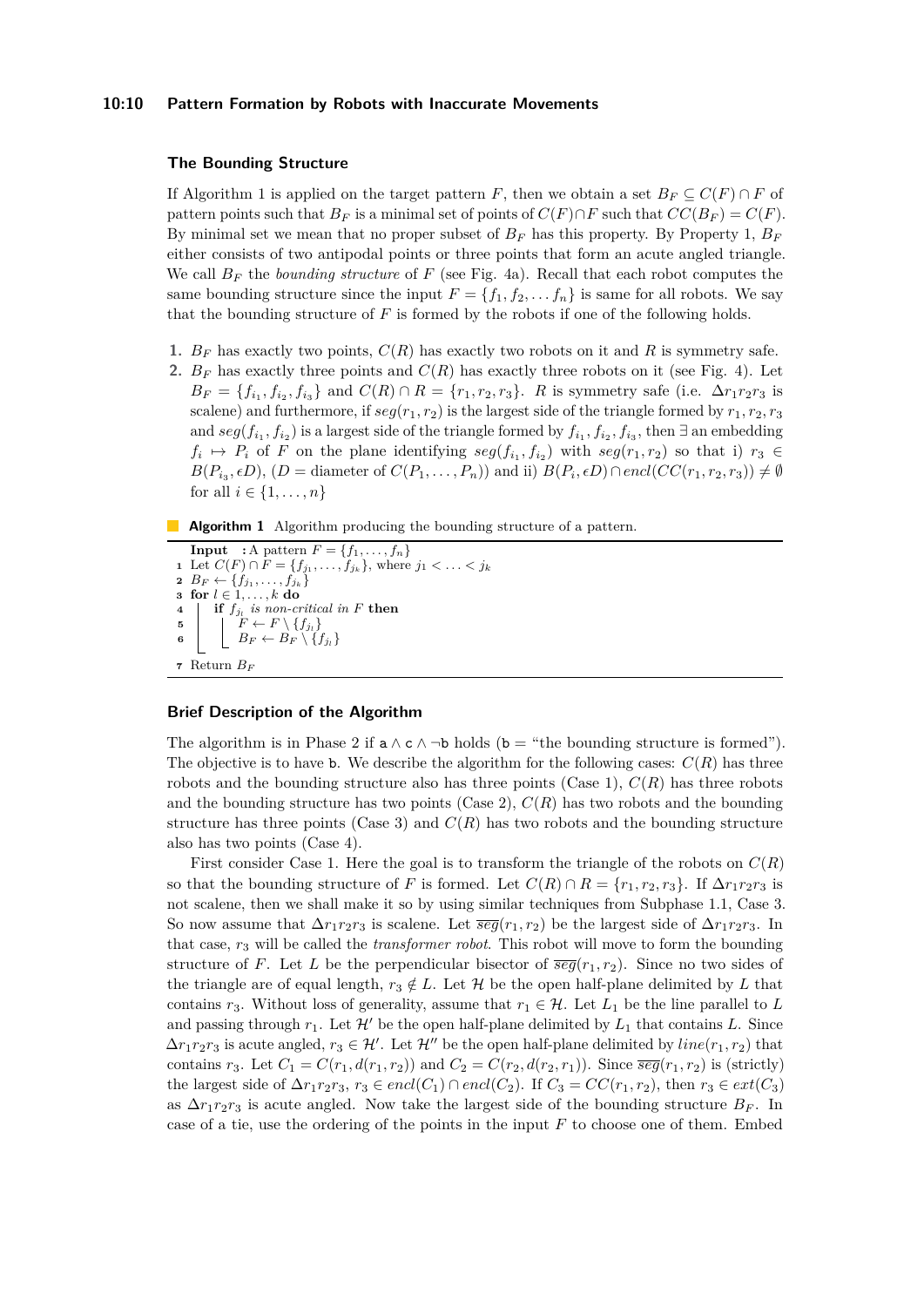### The Bounding Structure

If Algorithm 1 is applied on the target pattern $F$, then we obtain a set $B_F \subseteq C(F) \cap F$ of pattern points such that $B_F$ is a minimal set of points of $C(F) \cap F$ such that $CC(B_F) = C(F)$. By minimal set we mean that no proper subset of $B_F$ has this property. By Property 1, $B_F$ either consists of two antipodal points or three points that form an acute angled triangle. We call $B_F$ the *bounding structure* of $F$ (see Fig. 4a). Recall that each robot computes the same bounding structure since the input $F = \{f_1, f_2, \ldots f_n\}$ is same for all robots. We say that the bounding structure of $F$ is formed by the robots if one of the following holds.

1. $B_F$ has exactly two points, $C(R)$ has exactly two robots on it and $R$ is symmetry safe.
2. $B_F$ has exactly three points and $C(R)$ has exactly three robots on it (see Fig. 4). Let $B_F = \{f_{i_1}, f_{i_2}, f_{i_3}\}$ and $C(R) \cap R = \{r_1, r_2, r_3\}$. $R$ is symmetry safe (i.e. $\Delta r_1 r_2 r_3$ is scalene) and furthermore, if $seg(r_1, r_2)$ is the largest side of the triangle formed by $r_1, r_2, r_3$ and $seg(f_{i_1}, f_{i_2})$ is a largest side of the triangle formed by $f_{i_1}, f_{i_2}, f_{i_3}$, then $\exists$ an embedding $f_i \mapsto P_i$ of $F$ on the plane identifying $seg(f_{i_1}, f_{i_2})$ with $seg(r_1, r_2)$ so that i) $r_3 \in B(P_{i_3}, \epsilon D)$, ($D$ = diameter of $C(P_1, \ldots, P_n)$) and ii) $B(P_i, \epsilon D) \cap encl(CC(r_1, r_2, r_3)) \neq \emptyset$ for all $i \in \{1, \ldots, n\}$

**Algorithm 1** Algorithm producing the bounding structure of a pattern.

```
  Input  : A pattern F = {f_1, ..., f_n}
1 Let C(F) ∩ F = {f_{j_1}, ..., f_{j_k}}, where j_1 < ... < j_k
2 B_F ← {f_{j_1}, ..., f_{j_k}}
3 for l ∈ 1, ..., k do
4 |  if f_{j_l} is non-critical in F then
5 |  |  F ← F \ {f_{j_l}}
6 |  |  B_F ← B_F \ {f_{j_l}}
7 Return B_F
```

### Brief Description of the Algorithm

The algorithm is in Phase 2 if $\mathsf{a} \wedge \mathsf{c} \wedge \neg\mathsf{b}$ holds ($\mathsf{b}$ = "the bounding structure is formed"). The objective is to have $\mathsf{b}$. We describe the algorithm for the following cases: $C(R)$ has three robots and the bounding structure also has three points (Case 1), $C(R)$ has three robots and the bounding structure has two points (Case 2), $C(R)$ has two robots and the bounding structure has three points (Case 3) and $C(R)$ has two robots and the bounding structure also has two points (Case 4).

First consider Case 1. Here the goal is to transform the triangle of the robots on $C(R)$ so that the bounding structure of $F$ is formed. Let $C(R) \cap R = \{r_1, r_2, r_3\}$. If $\Delta r_1 r_2 r_3$ is not scalene, then we shall make it so by using similar techniques from Subphase 1.1, Case 3. So now assume that $\Delta r_1 r_2 r_3$ is scalene. Let $\overline{seg}(r_1, r_2)$ be the largest side of $\Delta r_1 r_2 r_3$. In that case, $r_3$ will be called the *transformer robot*. This robot will move to form the bounding structure of $F$. Let $L$ be the perpendicular bisector of $\overline{seg}(r_1, r_2)$. Since no two sides of the triangle are of equal length, $r_3 \notin L$. Let $\mathcal{H}$ be the open half-plane delimited by $L$ that contains $r_3$. Without loss of generality, assume that $r_1 \in \mathcal{H}$. Let $L_1$ be the line parallel to $L$ and passing through $r_1$. Let $\mathcal{H}'$ be the open half-plane delimited by $L_1$ that contains $L$. Since $\Delta r_1 r_2 r_3$ is acute angled, $r_3 \in \mathcal{H}'$. Let $\mathcal{H}''$ be the open half-plane delimited by $line(r_1, r_2)$ that contains $r_3$. Let $C_1 = C(r_1, d(r_1, r_2))$ and $C_2 = C(r_2, d(r_2, r_1))$. Since $\overline{seg}(r_1, r_2)$ is (strictly) the largest side of $\Delta r_1 r_2 r_3$, $r_3 \in encl(C_1) \cap encl(C_2)$. If $C_3 = CC(r_1, r_2)$, then $r_3 \in ext(C_3)$ as $\Delta r_1 r_2 r_3$ is acute angled. Now take the largest side of the bounding structure $B_F$. In case of a tie, use the ordering of the points in the input $F$ to choose one of them. Embed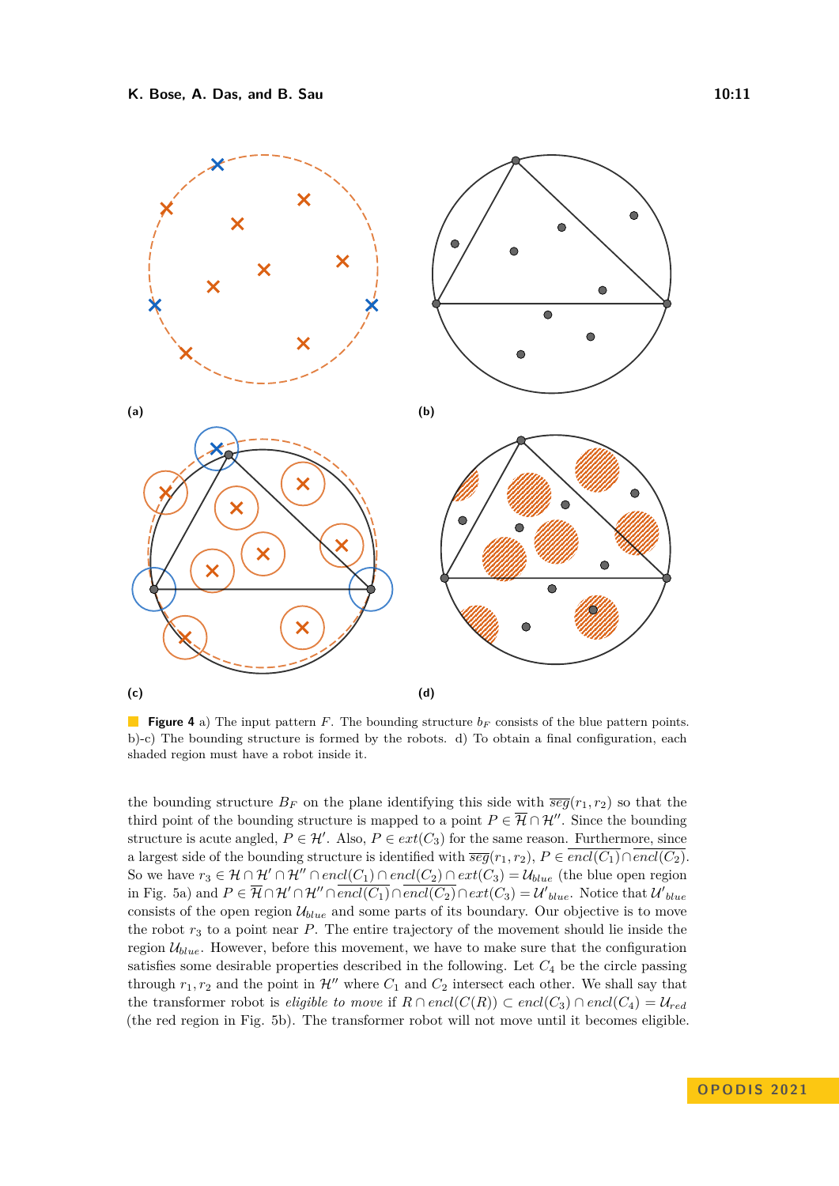**Figure 4** a) The input pattern $F$. The bounding structure $b_F$ consists of the blue pattern points. b)-c) The bounding structure is formed by the robots. d) To obtain a final configuration, each shaded region must have a robot inside it.

the bounding structure $B_F$ on the plane identifying this side with $\overline{seg}(r_1, r_2)$ so that the third point of the bounding structure is mapped to a point $P \in \overline{\mathcal{H}} \cap \mathcal{H}''$. Since the bounding structure is acute angled, $P \in \mathcal{H}'$. Also, $P \in ext(C_3)$ for the same reason. Furthermore, since a largest side of the bounding structure is identified with $\overline{seg}(r_1, r_2)$, $P \in \overline{encl(C_1)} \cap \overline{encl(C_2)}$. So we have $r_3 \in \mathcal{H} \cap \mathcal{H}' \cap \mathcal{H}'' \cap encl(C_1) \cap encl(C_2) \cap ext(C_3) = \mathcal{U}_{blue}$ (the blue open region in Fig. 5a) and $P \in \overline{\mathcal{H}} \cap \mathcal{H}' \cap \mathcal{H}'' \cap \overline{encl(C_1)} \cap \overline{encl(C_2)} \cap \overline{ext(C_3)} = \mathcal{U}'_{blue}$. Notice that $\mathcal{U}'_{blue}$ consists of the open region $\mathcal{U}_{blue}$ and some parts of its boundary. Our objective is to move the robot $r_3$ to a point near $P$. The entire trajectory of the movement should lie inside the region $\mathcal{U}_{blue}$. However, before this movement, we have to make sure that the configuration satisfies some desirable properties described in the following. Let $C_4$ be the circle passing through $r_1, r_2$ and the point in $\mathcal{H}''$ where $C_1$ and $C_2$ intersect each other. We shall say that the transformer robot is *eligible to move* if $R \cap encl(C(R)) \subset encl(C_3) \cap encl(C_4) = \mathcal{U}_{red}$ (the red region in Fig. 5b). The transformer robot will not move until it becomes eligible.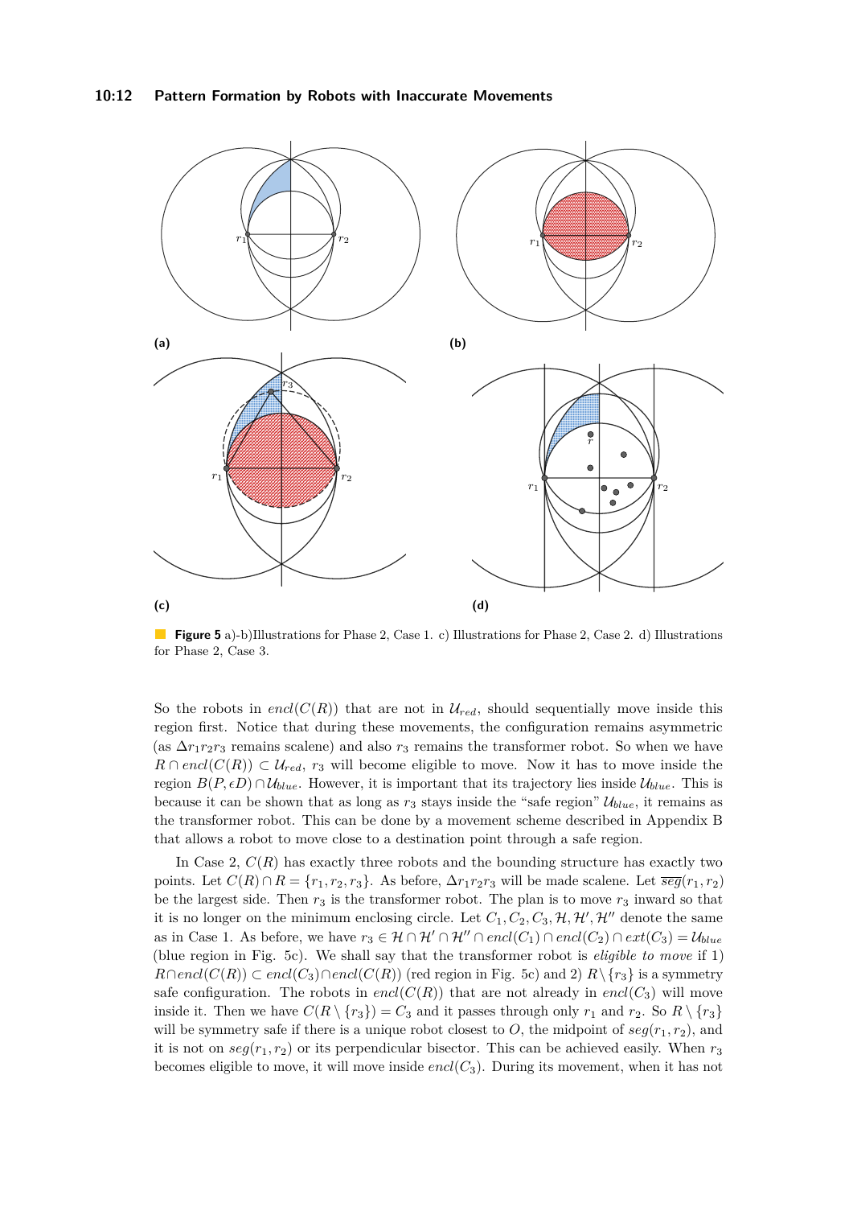**Figure 5** a)-b)Illustrations for Phase 2, Case 1. c) Illustrations for Phase 2, Case 2. d) Illustrations for Phase 2, Case 3.

So the robots in $encl(C(R))$ that are not in $\mathcal{U}_{red}$, should sequentially move inside this region first. Notice that during these movements, the configuration remains asymmetric (as $\Delta r_1 r_2 r_3$ remains scalene) and also $r_3$ remains the transformer robot. So when we have $R \cap encl(C(R)) \subset \mathcal{U}_{red}$, $r_3$ will become eligible to move. Now it has to move inside the region $B(P, \epsilon D) \cap \mathcal{U}_{blue}$. However, it is important that its trajectory lies inside $\mathcal{U}_{blue}$. This is because it can be shown that as long as $r_3$ stays inside the "safe region" $\mathcal{U}_{blue}$, it remains as the transformer robot. This can be done by a movement scheme described in Appendix B that allows a robot to move close to a destination point through a safe region.

In Case 2, $C(R)$ has exactly three robots and the bounding structure has exactly two points. Let $C(R) \cap R = \{r_1, r_2, r_3\}$. As before, $\Delta r_1 r_2 r_3$ will be made scalene. Let $\overline{seg}(r_1, r_2)$ be the largest side. Then $r_3$ is the transformer robot. The plan is to move $r_3$ inward so that it is no longer on the minimum enclosing circle. Let $C_1, C_2, C_3, \mathcal{H}, \mathcal{H}', \mathcal{H}''$ denote the same as in Case 1. As before, we have $r_3 \in \mathcal{H} \cap \mathcal{H}' \cap \mathcal{H}'' \cap encl(C_1) \cap encl(C_2) \cap ext(C_3) = \mathcal{U}_{blue}$ (blue region in Fig. 5c). We shall say that the transformer robot is *eligible to move* if 1) $R \cap encl(C(R)) \subset encl(C_3) \cap encl(C(R))$ (red region in Fig. 5c) and 2) $R \setminus \{r_3\}$ is a symmetry safe configuration. The robots in $encl(C(R))$ that are not already in $encl(C_3)$ will move inside it. Then we have $C(R \setminus \{r_3\}) = C_3$ and it passes through only $r_1$ and $r_2$. So $R \setminus \{r_3\}$ will be symmetry safe if there is a unique robot closest to $O$, the midpoint of $seg(r_1, r_2)$, and it is not on $seg(r_1, r_2)$ or its perpendicular bisector. This can be achieved easily. When $r_3$ becomes eligible to move, it will move inside $encl(C_3)$. During its movement, when it has not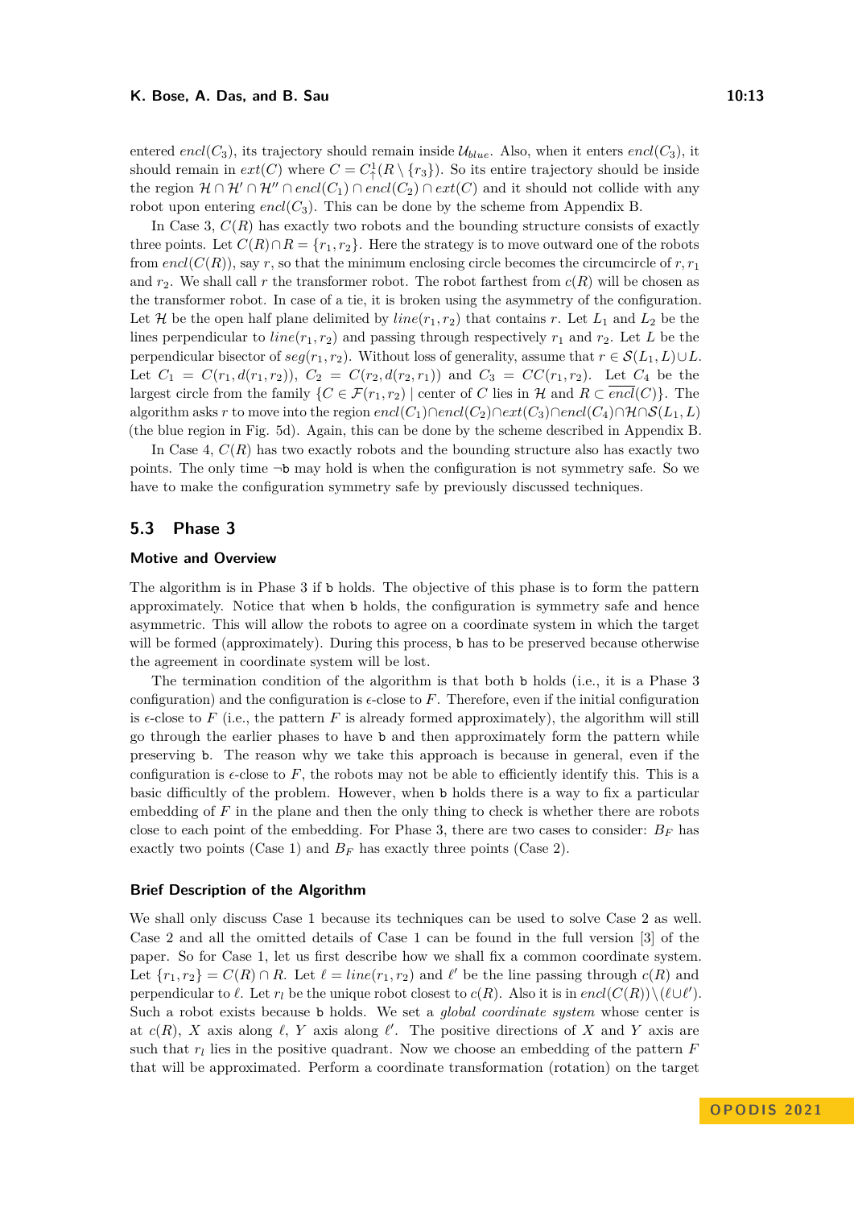entered $encl(C_3)$, its trajectory should remain inside $\mathcal{U}_{blue}$. Also, when it enters $encl(C_3)$, it should remain in $ext(C)$ where $C = C^1_\uparrow(R \setminus \{r_3\})$. So its entire trajectory should be inside the region $\mathcal{H} \cap \mathcal{H}' \cap \mathcal{H}'' \cap encl(C_1) \cap encl(C_2) \cap ext(C)$ and it should not collide with any robot upon entering $encl(C_3)$. This can be done by the scheme from Appendix B.

In Case 3, $C(R)$ has exactly two robots and the bounding structure consists of exactly three points. Let $C(R) \cap R = \{r_1, r_2\}$. Here the strategy is to move outward one of the robots from $encl(C(R))$, say $r$, so that the minimum enclosing circle becomes the circumcircle of $r, r_1$ and $r_2$. We shall call $r$ the transformer robot. The robot farthest from $c(R)$ will be chosen as the transformer robot. In case of a tie, it is broken using the asymmetry of the configuration. Let $\mathcal{H}$ be the open half plane delimited by $line(r_1, r_2)$ that contains $r$. Let $L_1$ and $L_2$ be the lines perpendicular to $line(r_1, r_2)$ and passing through respectively $r_1$ and $r_2$. Let $L$ be the perpendicular bisector of $seg(r_1, r_2)$. Without loss of generality, assume that $r \in \mathcal{S}(L_1, L) \cup L$. Let $C_1 = C(r_1, d(r_1, r_2))$, $C_2 = C(r_2, d(r_2, r_1))$ and $C_3 = CC(r_1, r_2)$. Let $C_4$ be the largest circle from the family $\{C \in \mathcal{F}(r_1, r_2) \mid$ center of $C$ lies in $\mathcal{H}$ and $R \subset \overline{encl}(C)\}$. The algorithm asks $r$ to move into the region $encl(C_1) \cap encl(C_2) \cap ext(C_3) \cap encl(C_4) \cap \mathcal{H} \cap \mathcal{S}(L_1, L)$ (the blue region in Fig. 5d). Again, this can be done by the scheme described in Appendix B.

In Case 4, $C(R)$ has two exactly robots and the bounding structure also has exactly two points. The only time $\neg\mathtt{b}$ may hold is when the configuration is not symmetry safe. So we have to make the configuration symmetry safe by previously discussed techniques.

## 5.3 Phase 3

### Motive and Overview

The algorithm is in Phase 3 if $\mathtt{b}$ holds. The objective of this phase is to form the pattern approximately. Notice that when $\mathtt{b}$ holds, the configuration is symmetry safe and hence asymmetric. This will allow the robots to agree on a coordinate system in which the target will be formed (approximately). During this process, $\mathtt{b}$ has to be preserved because otherwise the agreement in coordinate system will be lost.

The termination condition of the algorithm is that both $\mathtt{b}$ holds (i.e., it is a Phase 3 configuration) and the configuration is $\epsilon$-close to $F$. Therefore, even if the initial configuration is $\epsilon$-close to $F$ (i.e., the pattern $F$ is already formed approximately), the algorithm will still go through the earlier phases to have $\mathtt{b}$ and then approximately form the pattern while preserving $\mathtt{b}$. The reason why we take this approach is because in general, even if the configuration is $\epsilon$-close to $F$, the robots may not be able to efficiently identify this. This is a basic difficulty of the problem. However, when $\mathtt{b}$ holds there is a way to fix a particular embedding of $F$ in the plane and then the only thing to check is whether there are robots close to each point of the embedding. For Phase 3, there are two cases to consider: $B_F$ has exactly two points (Case 1) and $B_F$ has exactly three points (Case 2).

### Brief Description of the Algorithm

We shall only discuss Case 1 because its techniques can be used to solve Case 2 as well. Case 2 and all the omitted details of Case 1 can be found in the full version [3] of the paper. So for Case 1, let us first describe how we shall fix a common coordinate system. Let $\{r_1, r_2\} = C(R) \cap R$. Let $\ell = line(r_1, r_2)$ and $\ell'$ be the line passing through $c(R)$ and perpendicular to $\ell$. Let $r_l$ be the unique robot closest to $c(R)$. Also it is in $encl(C(R)) \setminus (\ell \cup \ell')$. Such a robot exists because $\mathtt{b}$ holds. We set a *global coordinate system* whose center is at $c(R)$, $X$ axis along $\ell$, $Y$ axis along $\ell'$. The positive directions of $X$ and $Y$ axis are such that $r_l$ lies in the positive quadrant. Now we choose an embedding of the pattern $F$ that will be approximated. Perform a coordinate transformation (rotation) on the target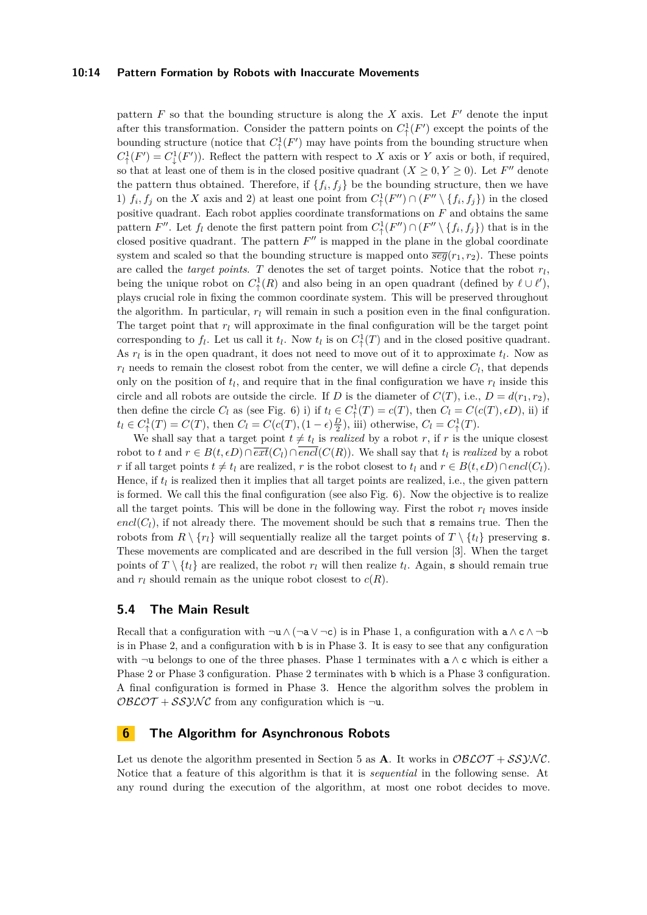pattern $F$ so that the bounding structure is along the $X$ axis. Let $F'$ denote the input after this transformation. Consider the pattern points on $C^1_\uparrow(F')$ except the points of the bounding structure (notice that $C^1_\uparrow(F')$ may have points from the bounding structure when $C^1_\uparrow(F') = C^1_\downarrow(F')$). Reflect the pattern with respect to $X$ axis or $Y$ axis or both, if required, so that at least one of them is in the closed positive quadrant ($X \geq 0, Y \geq 0$). Let $F''$ denote the pattern thus obtained. Therefore, if $\{f_i, f_j\}$ be the bounding structure, then we have 1) $f_i, f_j$ on the $X$ axis and 2) at least one point from $C^1_\uparrow(F'') \cap (F'' \setminus \{f_i, f_j\})$ in the closed positive quadrant. Each robot applies coordinate transformations on $F$ and obtains the same pattern $F''$. Let $f_l$ denote the first pattern point from $C^1_\uparrow(F'') \cap (F'' \setminus \{f_i, f_j\})$ that is in the closed positive quadrant. The pattern $F''$ is mapped in the plane in the global coordinate system and scaled so that the bounding structure is mapped onto $\overline{seg}(r_1, r_2)$. These points are called the *target points*. $T$ denotes the set of target points. Notice that the robot $r_l$, being the unique robot on $C^1_\uparrow(R)$ and also being in an open quadrant (defined by $\ell \cup \ell'$), plays crucial role in fixing the common coordinate system. This will be preserved throughout the algorithm. In particular, $r_l$ will remain in such a position even in the final configuration. The target point that $r_l$ will approximate in the final configuration will be the target point corresponding to $f_l$. Let us call it $t_l$. Now $t_l$ is on $C^1_\uparrow(T)$ and in the closed positive quadrant. As $r_l$ is in the open quadrant, it does not need to move out of it to approximate $t_l$. Now as $r_l$ needs to remain the closest robot from the center, we will define a circle $C_l$, that depends only on the position of $t_l$, and require that in the final configuration we have $r_l$ inside this circle and all robots are outside the circle. If $D$ is the diameter of $C(T)$, i.e., $D = d(r_1, r_2)$, then define the circle $C_l$ as (see Fig. 6) i) if $t_l \in C^1_\uparrow(T) = c(T)$, then $C_l = C(c(T), \epsilon D)$, ii) if $t_l \in C^1_\uparrow(T) = C(T)$, then $C_l = C(c(T), (1-\epsilon)\frac{D}{2})$, iii) otherwise, $C_l = C^1_\uparrow(T)$.

We shall say that a target point $t \neq t_l$ is *realized* by a robot $r$, if $r$ is the unique closest robot to $t$ and $r \in B(t, \epsilon D) \cap \overline{ext}(C_l) \cap \overline{encl}(C(R))$. We shall say that $t_l$ is *realized* by a robot $r$ if all target points $t \neq t_l$ are realized, $r$ is the robot closest to $t_l$ and $r \in B(t, \epsilon D) \cap encl(C_l)$. Hence, if $t_l$ is realized then it implies that all target points are realized, i.e., the given pattern is formed. We call this the final configuration (see also Fig. 6). Now the objective is to realize all the target points. This will be done in the following way. First the robot $r_l$ moves inside $encl(C_l)$, if not already there. The movement should be such that s remains true. Then the robots from $R \setminus \{r_l\}$ will sequentially realize all the target points of $T \setminus \{t_l\}$ preserving s. These movements are complicated and are described in the full version [3]. When the target points of $T \setminus \{t_l\}$ are realized, the robot $r_l$ will then realize $t_l$. Again, s should remain true and $r_l$ should remain as the unique robot closest to $c(R)$.

## 5.4 The Main Result

Recall that a configuration with $\neg$u $\wedge$ ($\neg$a $\vee$ $\neg$c) is in Phase 1, a configuration with a $\wedge$ c $\wedge$ $\neg$b is in Phase 2, and a configuration with b is in Phase 3. It is easy to see that any configuration with $\neg$u belongs to one of the three phases. Phase 1 terminates with a $\wedge$ c which is either a Phase 2 or Phase 3 configuration. Phase 2 terminates with b which is a Phase 3 configuration. A final configuration is formed in Phase 3. Hence the algorithm solves the problem in $\mathcal{OBLOT}+\mathcal{SSYNC}$ from any configuration which is $\neg$u.

# 6 The Algorithm for Asynchronous Robots

Let us denote the algorithm presented in Section 5 as **A**. It works in $\mathcal{OBLOT}+\mathcal{SSYNC}$. Notice that a feature of this algorithm is that it is *sequential* in the following sense. At any round during the execution of the algorithm, at most one robot decides to move.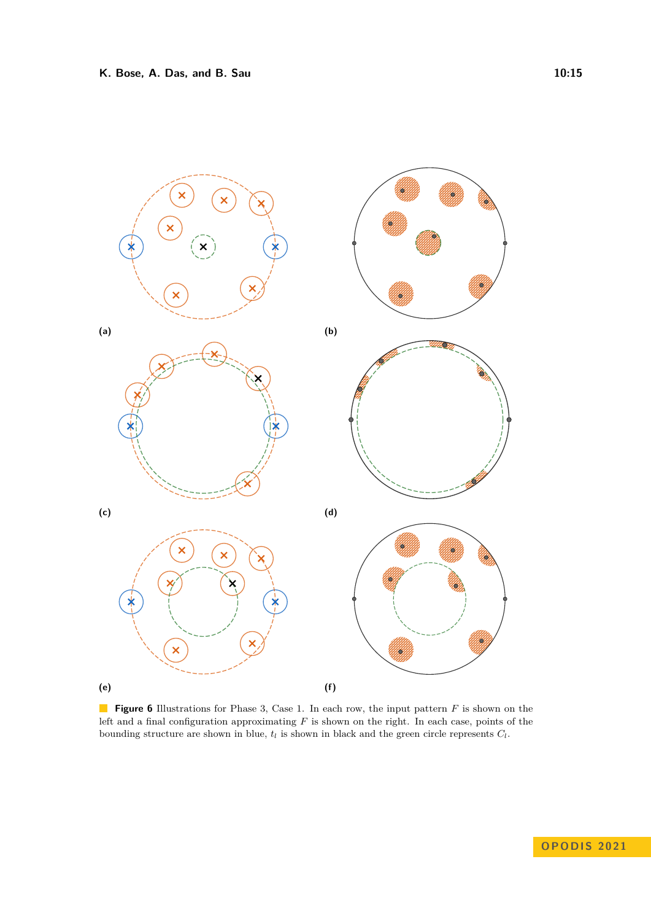(a)

(b)

(c)

(d)

(e)

(f)

**Figure 6** Illustrations for Phase 3, Case 1. In each row, the input pattern $F$ is shown on the left and a final configuration approximating $F$ is shown on the right. In each case, points of the bounding structure are shown in blue, $t_l$ is shown in black and the green circle represents $C_l$.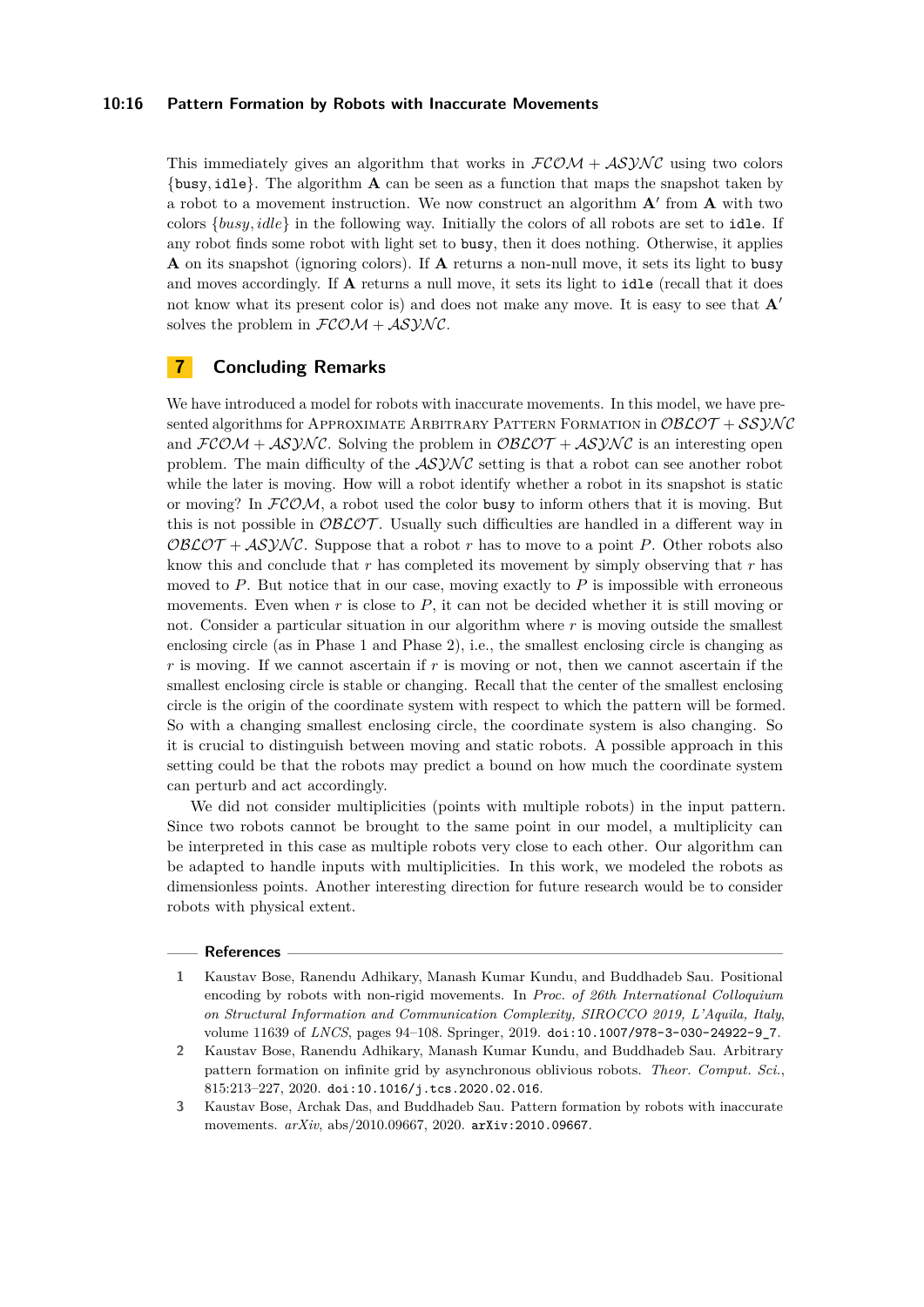This immediately gives an algorithm that works in $\mathcal{FCOM} + \mathcal{ASYNC}$ using two colors {busy, idle}. The algorithm **A** can be seen as a function that maps the snapshot taken by a robot to a movement instruction. We now construct an algorithm $\mathbf{A}'$ from **A** with two colors $\{busy, idle\}$ in the following way. Initially the colors of all robots are set to idle. If any robot finds some robot with light set to busy, then it does nothing. Otherwise, it applies **A** on its snapshot (ignoring colors). If **A** returns a non-null move, it sets its light to busy and moves accordingly. If **A** returns a null move, it sets its light to idle (recall that it does not know what its present color is) and does not make any move. It is easy to see that $\mathbf{A}'$ solves the problem in $\mathcal{FCOM} + \mathcal{ASYNC}$.

## 7 Concluding Remarks

We have introduced a model for robots with inaccurate movements. In this model, we have presented algorithms for Approximate Arbitrary Pattern Formation in $\mathcal{OBLOT} + \mathcal{SSYNC}$ and $\mathcal{FCOM} + \mathcal{ASYNC}$. Solving the problem in $\mathcal{OBLOT} + \mathcal{ASYNC}$ is an interesting open problem. The main difficulty of the $\mathcal{ASYNC}$ setting is that a robot can see another robot while the later is moving. How will a robot identify whether a robot in its snapshot is static or moving? In $\mathcal{FCOM}$, a robot used the color busy to inform others that it is moving. But this is not possible in $\mathcal{OBLOT}$. Usually such difficulties are handled in a different way in $\mathcal{OBLOT} + \mathcal{ASYNC}$. Suppose that a robot $r$ has to move to a point $P$. Other robots also know this and conclude that $r$ has completed its movement by simply observing that $r$ has moved to $P$. But notice that in our case, moving exactly to $P$ is impossible with erroneous movements. Even when $r$ is close to $P$, it can not be decided whether it is still moving or not. Consider a particular situation in our algorithm where $r$ is moving outside the smallest enclosing circle (as in Phase 1 and Phase 2), i.e., the smallest enclosing circle is changing as $r$ is moving. If we cannot ascertain if $r$ is moving or not, then we cannot ascertain if the smallest enclosing circle is stable or changing. Recall that the center of the smallest enclosing circle is the origin of the coordinate system with respect to which the pattern will be formed. So with a changing smallest enclosing circle, the coordinate system is also changing. So it is crucial to distinguish between moving and static robots. A possible approach in this setting could be that the robots may predict a bound on how much the coordinate system can perturb and act accordingly.

We did not consider multiplicities (points with multiple robots) in the input pattern. Since two robots cannot be brought to the same point in our model, a multiplicity can be interpreted in this case as multiple robots very close to each other. Our algorithm can be adapted to handle inputs with multiplicities. In this work, we modeled the robots as dimensionless points. Another interesting direction for future research would be to consider robots with physical extent.

## References

1. Kaustav Bose, Ranendu Adhikary, Manash Kumar Kundu, and Buddhadeb Sau. Positional encoding by robots with non-rigid movements. In *Proc. of 26th International Colloquium on Structural Information and Communication Complexity, SIROCCO 2019, L'Aquila, Italy*, volume 11639 of *LNCS*, pages 94–108. Springer, 2019. doi:10.1007/978-3-030-24922-9_7.
2. Kaustav Bose, Ranendu Adhikary, Manash Kumar Kundu, and Buddhadeb Sau. Arbitrary pattern formation on infinite grid by asynchronous oblivious robots. *Theor. Comput. Sci.*, 815:213–227, 2020. doi:10.1016/j.tcs.2020.02.016.
3. Kaustav Bose, Archak Das, and Buddhadeb Sau. Pattern formation by robots with inaccurate movements. *arXiv*, abs/2010.09667, 2020. arXiv:2010.09667.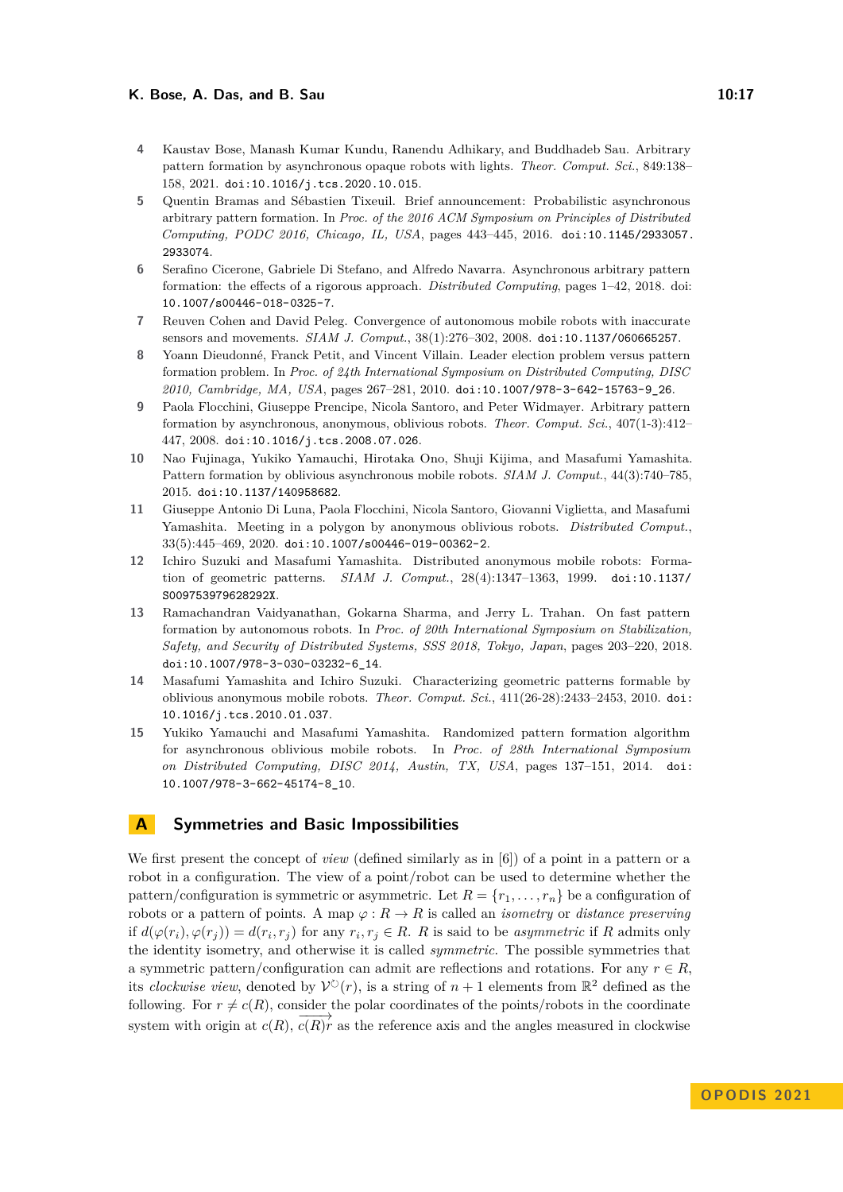4 Kaustav Bose, Manash Kumar Kundu, Ranendu Adhikary, and Buddhadeb Sau. Arbitrary pattern formation by asynchronous opaque robots with lights. *Theor. Comput. Sci.*, 849:138–158, 2021. doi:10.1016/j.tcs.2020.10.015.

5 Quentin Bramas and Sébastien Tixeuil. Brief announcement: Probabilistic asynchronous arbitrary pattern formation. In *Proc. of the 2016 ACM Symposium on Principles of Distributed Computing, PODC 2016, Chicago, IL, USA*, pages 443–445, 2016. doi:10.1145/2933057.2933074.

6 Serafino Cicerone, Gabriele Di Stefano, and Alfredo Navarra. Asynchronous arbitrary pattern formation: the effects of a rigorous approach. *Distributed Computing*, pages 1–42, 2018. doi:10.1007/s00446-018-0325-7.

7 Reuven Cohen and David Peleg. Convergence of autonomous mobile robots with inaccurate sensors and movements. *SIAM J. Comput.*, 38(1):276–302, 2008. doi:10.1137/060665257.

8 Yoann Dieudonné, Franck Petit, and Vincent Villain. Leader election problem versus pattern formation problem. In *Proc. of 24th International Symposium on Distributed Computing, DISC 2010, Cambridge, MA, USA*, pages 267–281, 2010. doi:10.1007/978-3-642-15763-9_26.

9 Paola Flocchini, Giuseppe Prencipe, Nicola Santoro, and Peter Widmayer. Arbitrary pattern formation by asynchronous, anonymous, oblivious robots. *Theor. Comput. Sci.*, 407(1-3):412–447, 2008. doi:10.1016/j.tcs.2008.07.026.

10 Nao Fujinaga, Yukiko Yamauchi, Hirotaka Ono, Shuji Kijima, and Masafumi Yamashita. Pattern formation by oblivious asynchronous mobile robots. *SIAM J. Comput.*, 44(3):740–785, 2015. doi:10.1137/140958682.

11 Giuseppe Antonio Di Luna, Paola Flocchini, Nicola Santoro, Giovanni Viglietta, and Masafumi Yamashita. Meeting in a polygon by anonymous oblivious robots. *Distributed Comput.*, 33(5):445–469, 2020. doi:10.1007/s00446-019-00362-2.

12 Ichiro Suzuki and Masafumi Yamashita. Distributed anonymous mobile robots: Formation of geometric patterns. *SIAM J. Comput.*, 28(4):1347–1363, 1999. doi:10.1137/S009753979628292X.

13 Ramachandran Vaidyanathan, Gokarna Sharma, and Jerry L. Trahan. On fast pattern formation by autonomous robots. In *Proc. of 20th International Symposium on Stabilization, Safety, and Security of Distributed Systems, SSS 2018, Tokyo, Japan*, pages 203–220, 2018. doi:10.1007/978-3-030-03232-6_14.

14 Masafumi Yamashita and Ichiro Suzuki. Characterizing geometric patterns formable by oblivious anonymous mobile robots. *Theor. Comput. Sci.*, 411(26-28):2433–2453, 2010. doi:10.1016/j.tcs.2010.01.037.

15 Yukiko Yamauchi and Masafumi Yamashita. Randomized pattern formation algorithm for asynchronous oblivious mobile robots. In *Proc. of 28th International Symposium on Distributed Computing, DISC 2014, Austin, TX, USA*, pages 137–151, 2014. doi:10.1007/978-3-662-45174-8_10.

## A Symmetries and Basic Impossibilities

We first present the concept of *view* (defined similarly as in [6]) of a point in a pattern or a robot in a configuration. The view of a point/robot can be used to determine whether the pattern/configuration is symmetric or asymmetric. Let $R = \{r_1, \dots, r_n\}$ be a configuration of robots or a pattern of points. A map $\varphi : R \to R$ is called an *isometry* or *distance preserving* if $d(\varphi(r_i), \varphi(r_j)) = d(r_i, r_j)$ for any $r_i, r_j \in R$. $R$ is said to be *asymmetric* if $R$ admits only the identity isometry, and otherwise it is called *symmetric*. The possible symmetries that a symmetric pattern/configuration can admit are reflections and rotations. For any $r \in R$, its *clockwise view*, denoted by $\mathcal{V}^{\circlearrowright}(r)$, is a string of $n+1$ elements from $\mathbb{R}^2$ defined as the following. For $r \neq c(R)$, consider the polar coordinates of the points/robots in the coordinate system with origin at $c(R)$, $\overrightarrow{c(R)r}$ as the reference axis and the angles measured in clockwise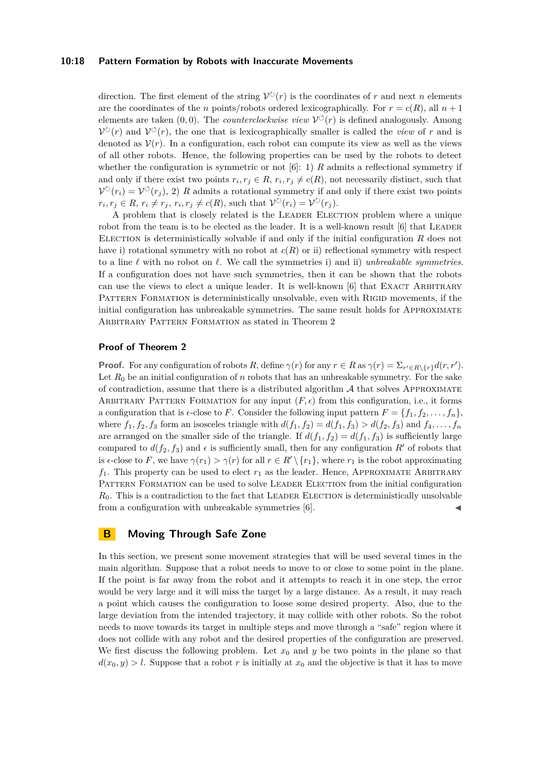direction. The first element of the string $\mathcal{V}^{\circlearrowright}(r)$ is the coordinates of $r$ and next $n$ elements are the coordinates of the $n$ points/robots ordered lexicographically. For $r = c(R)$, all $n+1$ elements are taken $(0,0)$. The *counterclockwise view* $\mathcal{V}^{\circlearrowleft}(r)$ is defined analogously. Among $\mathcal{V}^{\circlearrowright}(r)$ and $\mathcal{V}^{\circlearrowleft}(r)$, the one that is lexicographically smaller is called the *view* of $r$ and is denoted as $\mathcal{V}(r)$. In a configuration, each robot can compute its view as well as the views of all other robots. Hence, the following properties can be used by the robots to detect whether the configuration is symmetric or not [6]: 1) $R$ admits a reflectional symmetry if and only if there exist two points $r_i, r_j \in R$, $r_i, r_j \neq c(R)$, not necessarily distinct, such that $\mathcal{V}^{\circlearrowright}(r_i) = \mathcal{V}^{\circlearrowleft}(r_j)$, 2) $R$ admits a rotational symmetry if and only if there exist two points $r_i, r_j \in R$, $r_i \neq r_j$, $r_i, r_j \neq c(R)$, such that $\mathcal{V}^{\circlearrowright}(r_i) = \mathcal{V}^{\circlearrowright}(r_j)$.

A problem that is closely related is the Leader Election problem where a unique robot from the team is to be elected as the leader. It is a well-known result [6] that Leader Election is deterministically solvable if and only if the initial configuration $R$ does not have i) rotational symmetry with no robot at $c(R)$ or ii) reflectional symmetry with respect to a line $\ell$ with no robot on $\ell$. We call the symmetries i) and ii) *unbreakable symmetries*. If a configuration does not have such symmetries, then it can be shown that the robots can use the views to elect a unique leader. It is well-known [6] that Exact Arbitrary Pattern Formation is deterministically unsolvable, even with Rigid movements, if the initial configuration has unbreakable symmetries. The same result holds for Approximate Arbitrary Pattern Formation as stated in Theorem 2

### Proof of Theorem 2

**Proof.** For any configuration of robots $R$, define $\gamma(r)$ for any $r \in R$ as $\gamma(r) = \Sigma_{r' \in R \setminus \{r\}} d(r, r')$. Let $R_0$ be an initial configuration of $n$ robots that has an unbreakable symmetry. For the sake of contradiction, assume that there is a distributed algorithm $\mathcal{A}$ that solves Approximate Arbitrary Pattern Formation for any input $(F, \epsilon)$ from this configuration, i.e., it forms a configuration that is $\epsilon$-close to $F$. Consider the following input pattern $F = \{f_1, f_2, \dots, f_n\}$, where $f_1, f_2, f_3$ form an isosceles triangle with $d(f_1, f_2) = d(f_1, f_3) > d(f_2, f_3)$ and $f_4, \dots, f_n$ are arranged on the smaller side of the triangle. If $d(f_1, f_2) = d(f_1, f_3)$ is sufficiently large compared to $d(f_2, f_3)$ and $\epsilon$ is sufficiently small, then for any configuration $R'$ of robots that is $\epsilon$-close to $F$, we have $\gamma(r_1) > \gamma(r)$ for all $r \in R' \setminus \{r_1\}$, where $r_1$ is the robot approximating $f_1$. This property can be used to elect $r_1$ as the leader. Hence, Approximate Arbitrary Pattern Formation can be used to solve Leader Election from the initial configuration $R_0$. This is a contradiction to the fact that Leader Election is deterministically unsolvable from a configuration with unbreakable symmetries [6]. ◀

## B Moving Through Safe Zone

In this section, we present some movement strategies that will be used several times in the main algorithm. Suppose that a robot needs to move to or close to some point in the plane. If the point is far away from the robot and it attempts to reach it in one step, the error would be very large and it will miss the target by a large distance. As a result, it may reach a point which causes the configuration to loose some desired property. Also, due to the large deviation from the intended trajectory, it may collide with other robots. So the robot needs to move towards its target in multiple steps and move through a "safe" region where it does not collide with any robot and the desired properties of the configuration are preserved. We first discuss the following problem. Let $x_0$ and $y$ be two points in the plane so that $d(x_0, y) > l$. Suppose that a robot $r$ is initially at $x_0$ and the objective is that it has to move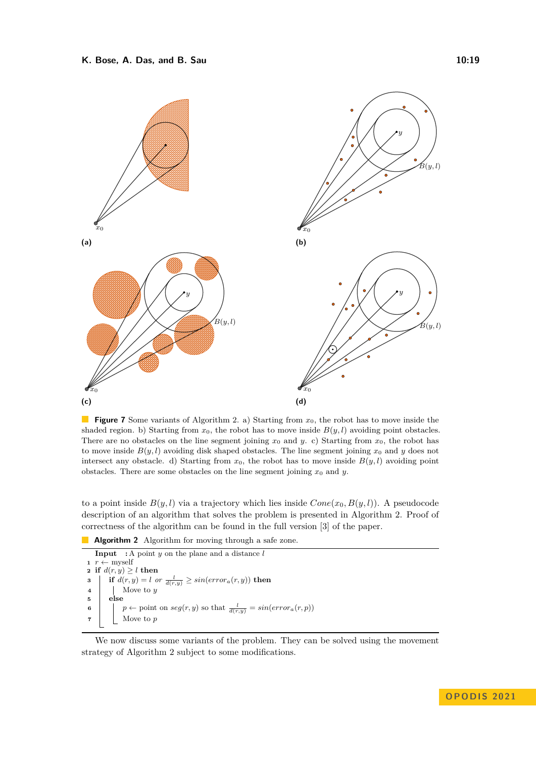(a)

(b)

(c)

(d)

**Figure 7** Some variants of Algorithm 2. a) Starting from $x_0$, the robot has to move inside the shaded region. b) Starting from $x_0$, the robot has to move inside $B(y, l)$ avoiding point obstacles. There are no obstacles on the line segment joining $x_0$ and $y$. c) Starting from $x_0$, the robot has to move inside $B(y, l)$ avoiding disk shaped obstacles. The line segment joining $x_0$ and $y$ does not intersect any obstacle. d) Starting from $x_0$, the robot has to move inside $B(y, l)$ avoiding point obstacles. There are some obstacles on the line segment joining $x_0$ and $y$.

to a point inside $B(y, l)$ via a trajectory which lies inside $Cone(x_0, B(y, l))$. A pseudocode description of an algorithm that solves the problem is presented in Algorithm 2. Proof of correctness of the algorithm can be found in the full version [3] of the paper.

**Algorithm 2** Algorithm for moving through a safe zone.

```
Input   : A point y on the plane and a distance l
1 r ← myself
2 if d(r, y) ≥ l then
3     if d(r, y) = l or l/d(r,y) ≥ sin(error_a(r, y)) then
4         Move to y
5     else
6         p ← point on seg(r, y) so that l/d(r,y) = sin(error_a(r, p))
7         Move to p
```

We now discuss some variants of the problem. They can be solved using the movement strategy of Algorithm 2 subject to some modifications.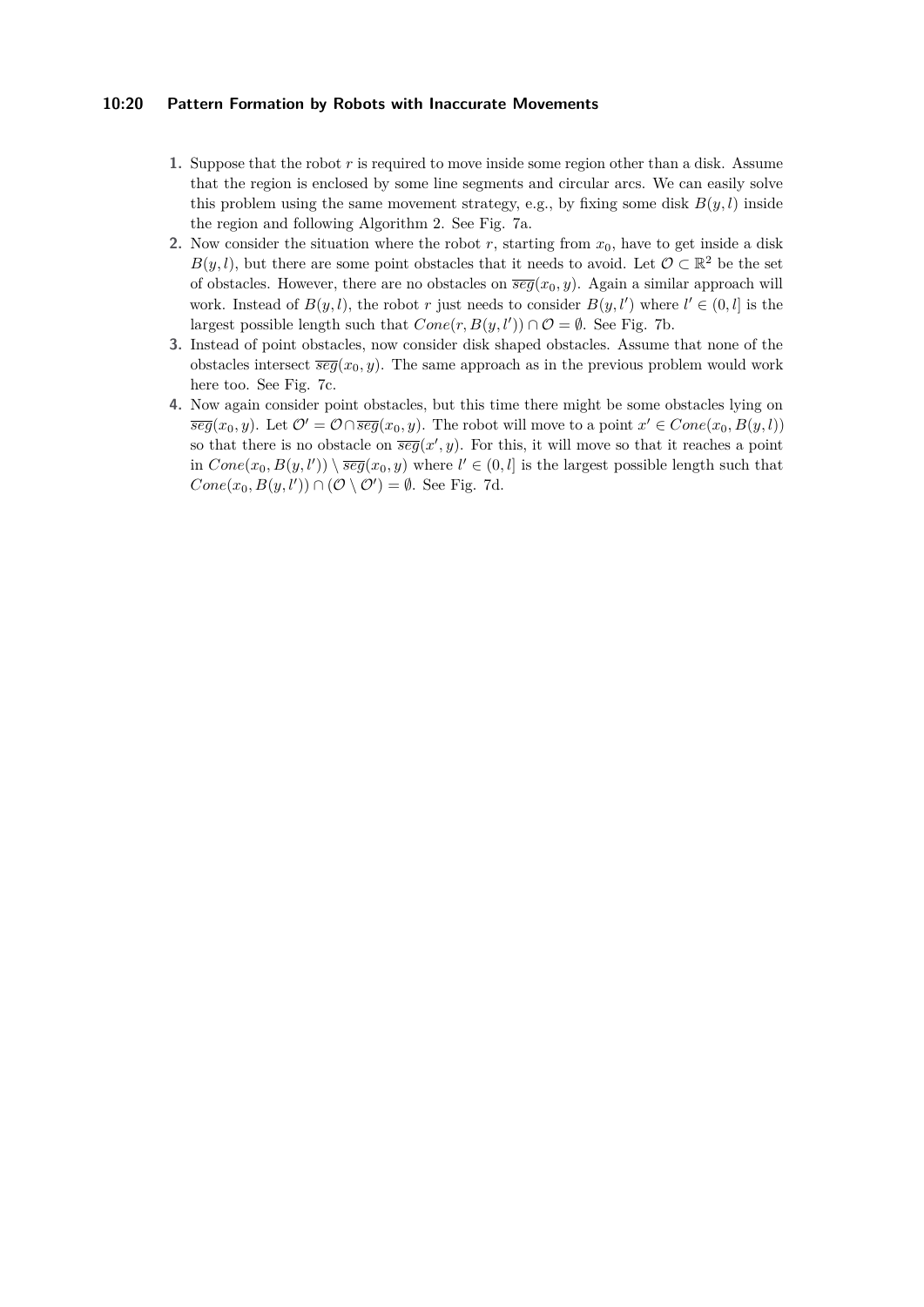1. Suppose that the robot $r$ is required to move inside some region other than a disk. Assume that the region is enclosed by some line segments and circular arcs. We can easily solve this problem using the same movement strategy, e.g., by fixing some disk $B(y, l)$ inside the region and following Algorithm 2. See Fig. 7a.
2. Now consider the situation where the robot $r$, starting from $x_0$, have to get inside a disk $B(y, l)$, but there are some point obstacles that it needs to avoid. Let $\mathcal{O} \subset \mathbb{R}^2$ be the set of obstacles. However, there are no obstacles on $\overline{seg}(x_0, y)$. Again a similar approach will work. Instead of $B(y, l)$, the robot $r$ just needs to consider $B(y, l')$ where $l' \in (0, l]$ is the largest possible length such that $Cone(r, B(y, l')) \cap \mathcal{O} = \emptyset$. See Fig. 7b.
3. Instead of point obstacles, now consider disk shaped obstacles. Assume that none of the obstacles intersect $\overline{seg}(x_0, y)$. The same approach as in the previous problem would work here too. See Fig. 7c.
4. Now again consider point obstacles, but this time there might be some obstacles lying on $\overline{seg}(x_0, y)$. Let $\mathcal{O}' = \mathcal{O} \cap \overline{seg}(x_0, y)$. The robot will move to a point $x' \in Cone(x_0, B(y, l))$ so that there is no obstacle on $\overline{seg}(x', y)$. For this, it will move so that it reaches a point in $Cone(x_0, B(y, l')) \setminus \overline{seg}(x_0, y)$ where $l' \in (0, l]$ is the largest possible length such that $Cone(x_0, B(y, l')) \cap (\mathcal{O} \setminus \mathcal{O}') = \emptyset$. See Fig. 7d.